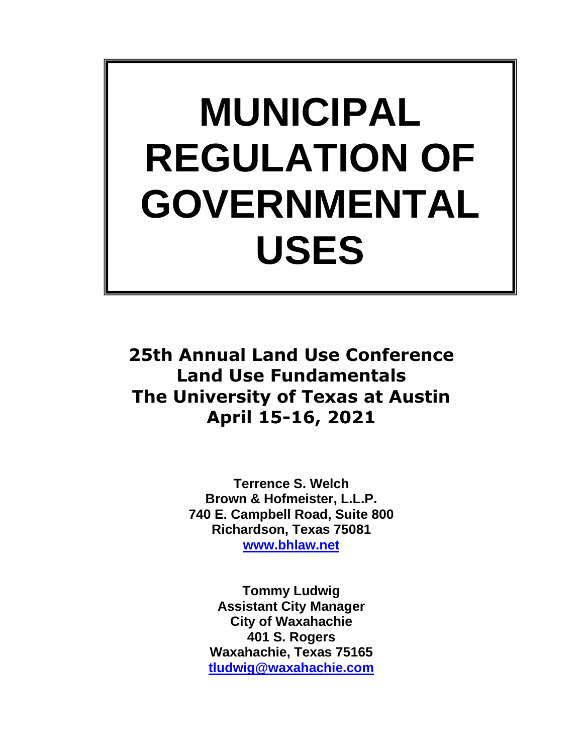# MUNICIPAL REGULATION OF GOVERNMENTAL USES

## 25th Annual Land Use Conference
## Land Use Fundamentals
## The University of Texas at Austin
## April 15-16, 2021

**Terrence S. Welch**
**Brown & Hofmeister, L.L.P.**
**740 E. Campbell Road, Suite 800**
**Richardson, Texas 75081**
**[www.bhlaw.net](www.bhlaw.net)**

**Tommy Ludwig**
**Assistant City Manager**
**City of Waxahachie**
**401 S. Rogers**
**Waxahachie, Texas 75165**
**[tludwig@waxahachie.com](mailto:tludwig@waxahachie.com)**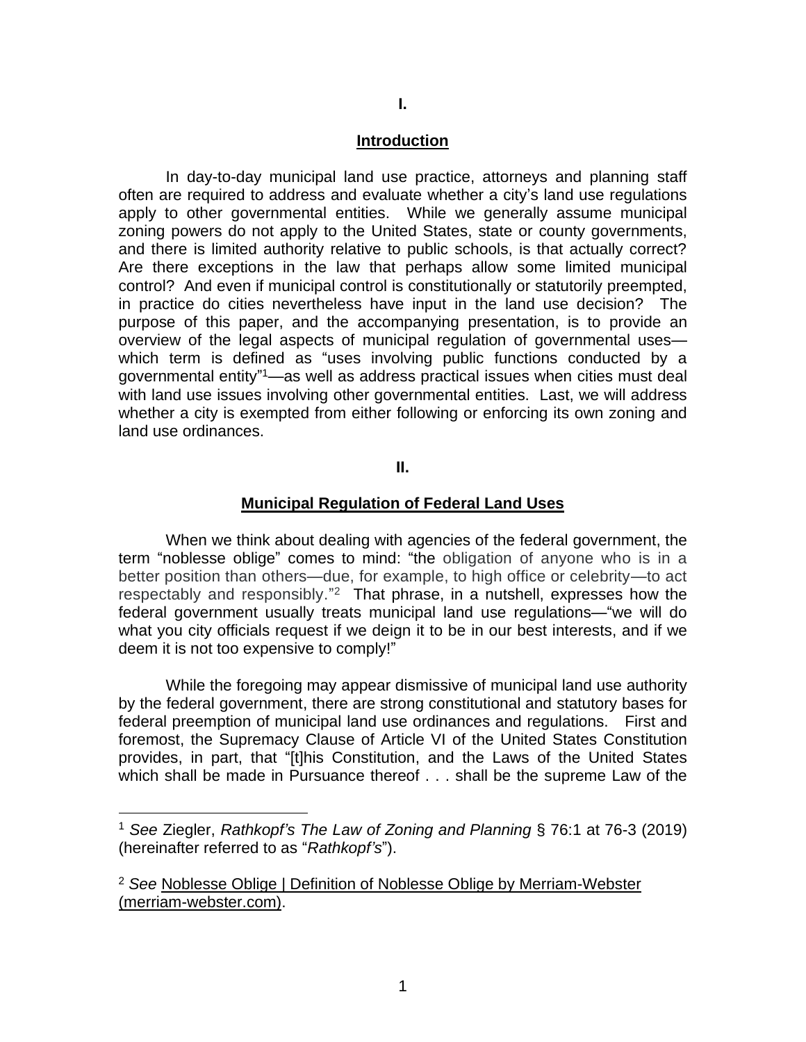## I.

## Introduction

In day-to-day municipal land use practice, attorneys and planning staff often are required to address and evaluate whether a city's land use regulations apply to other governmental entities. While we generally assume municipal zoning powers do not apply to the United States, state or county governments, and there is limited authority relative to public schools, is that actually correct? Are there exceptions in the law that perhaps allow some limited municipal control? And even if municipal control is constitutionally or statutorily preempted, in practice do cities nevertheless have input in the land use decision? The purpose of this paper, and the accompanying presentation, is to provide an overview of the legal aspects of municipal regulation of governmental uses—which term is defined as "uses involving public functions conducted by a governmental entity"[1]—as well as address practical issues when cities must deal with land use issues involving other governmental entities. Last, we will address whether a city is exempted from either following or enforcing its own zoning and land use ordinances.

## II.

## Municipal Regulation of Federal Land Uses

When we think about dealing with agencies of the federal government, the term "noblesse oblige" comes to mind: "the obligation of anyone who is in a better position than others—due, for example, to high office or celebrity—to act respectably and responsibly."[2] That phrase, in a nutshell, expresses how the federal government usually treats municipal land use regulations—"we will do what you city officials request if we deign it to be in our best interests, and if we deem it is not too expensive to comply!"

While the foregoing may appear dismissive of municipal land use authority by the federal government, there are strong constitutional and statutory bases for federal preemption of municipal land use ordinances and regulations. First and foremost, the Supremacy Clause of Article VI of the United States Constitution provides, in part, that "[t]his Constitution, and the Laws of the United States which shall be made in Pursuance thereof . . . shall be the supreme Law of the

---

[1] *See* Ziegler, *Rathkopf's The Law of Zoning and Planning* § 76:1 at 76-3 (2019) (hereinafter referred to as "*Rathkopf's*").

[2] *See* Noblesse Oblige | Definition of Noblesse Oblige by Merriam-Webster (merriam-webster.com).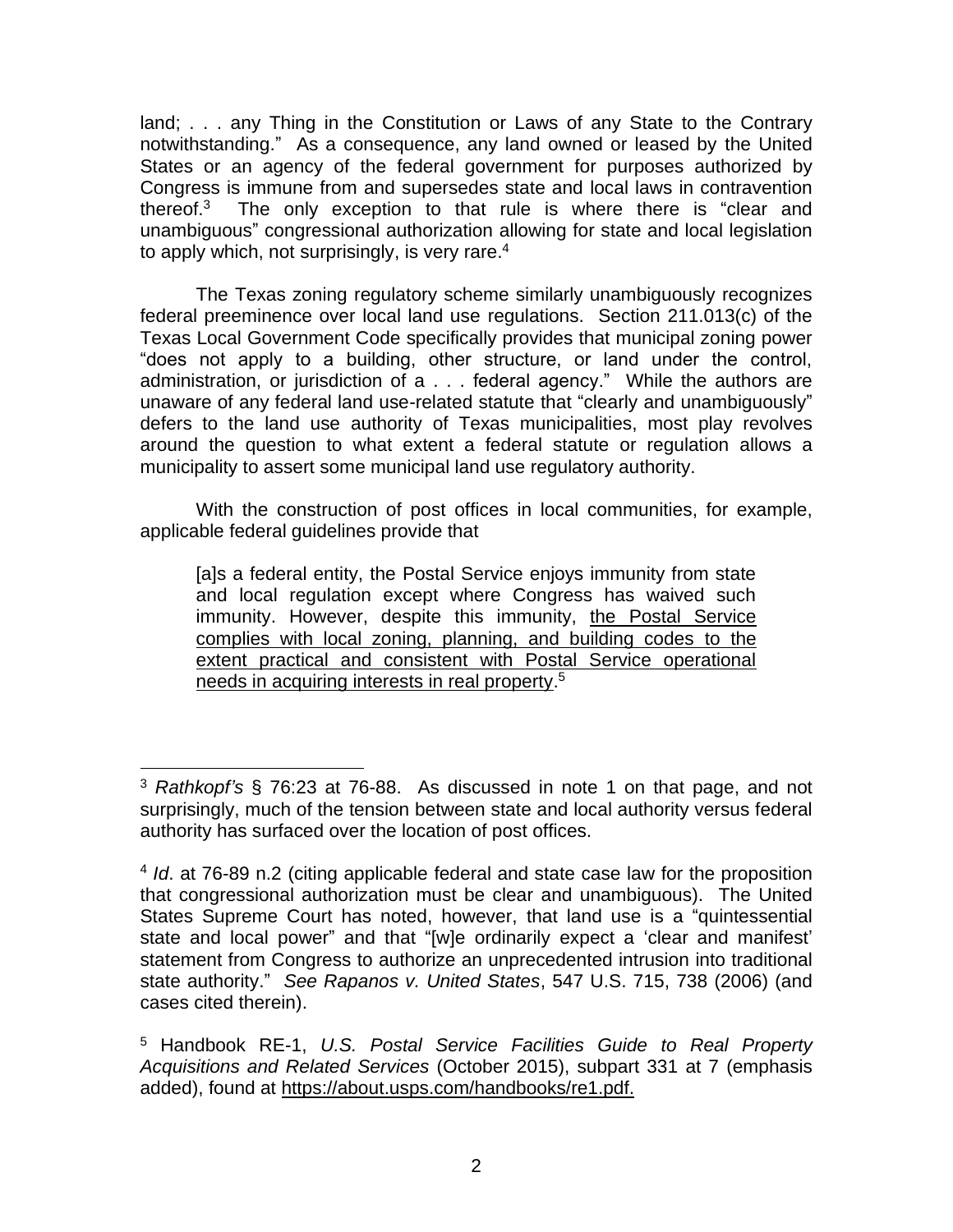land; . . . any Thing in the Constitution or Laws of any State to the Contrary notwithstanding." As a consequence, any land owned or leased by the United States or an agency of the federal government for purposes authorized by Congress is immune from and supersedes state and local laws in contravention thereof.[3] The only exception to that rule is where there is "clear and unambiguous" congressional authorization allowing for state and local legislation to apply which, not surprisingly, is very rare.[4]

The Texas zoning regulatory scheme similarly unambiguously recognizes federal preeminence over local land use regulations. Section 211.013(c) of the Texas Local Government Code specifically provides that municipal zoning power "does not apply to a building, other structure, or land under the control, administration, or jurisdiction of a . . . federal agency." While the authors are unaware of any federal land use-related statute that "clearly and unambiguously" defers to the land use authority of Texas municipalities, most play revolves around the question to what extent a federal statute or regulation allows a municipality to assert some municipal land use regulatory authority.

With the construction of post offices in local communities, for example, applicable federal guidelines provide that

> [a]s a federal entity, the Postal Service enjoys immunity from state and local regulation except where Congress has waived such immunity. However, despite this immunity, <u>the Postal Service complies with local zoning, planning, and building codes to the extent practical and consistent with Postal Service operational needs in acquiring interests in real property</u>.[5]

---

[3] *Rathkopf's* § 76:23 at 76-88. As discussed in note 1 on that page, and not surprisingly, much of the tension between state and local authority versus federal authority has surfaced over the location of post offices.

[4] *Id*. at 76-89 n.2 (citing applicable federal and state case law for the proposition that congressional authorization must be clear and unambiguous). The United States Supreme Court has noted, however, that land use is a "quintessential state and local power" and that "[w]e ordinarily expect a 'clear and manifest' statement from Congress to authorize an unprecedented intrusion into traditional state authority." *See Rapanos v. United States*, 547 U.S. 715, 738 (2006) (and cases cited therein).

[5] Handbook RE-1, *U.S. Postal Service Facilities Guide to Real Property Acquisitions and Related Services* (October 2015), subpart 331 at 7 (emphasis added), found at https://about.usps.com/handbooks/re1.pdf.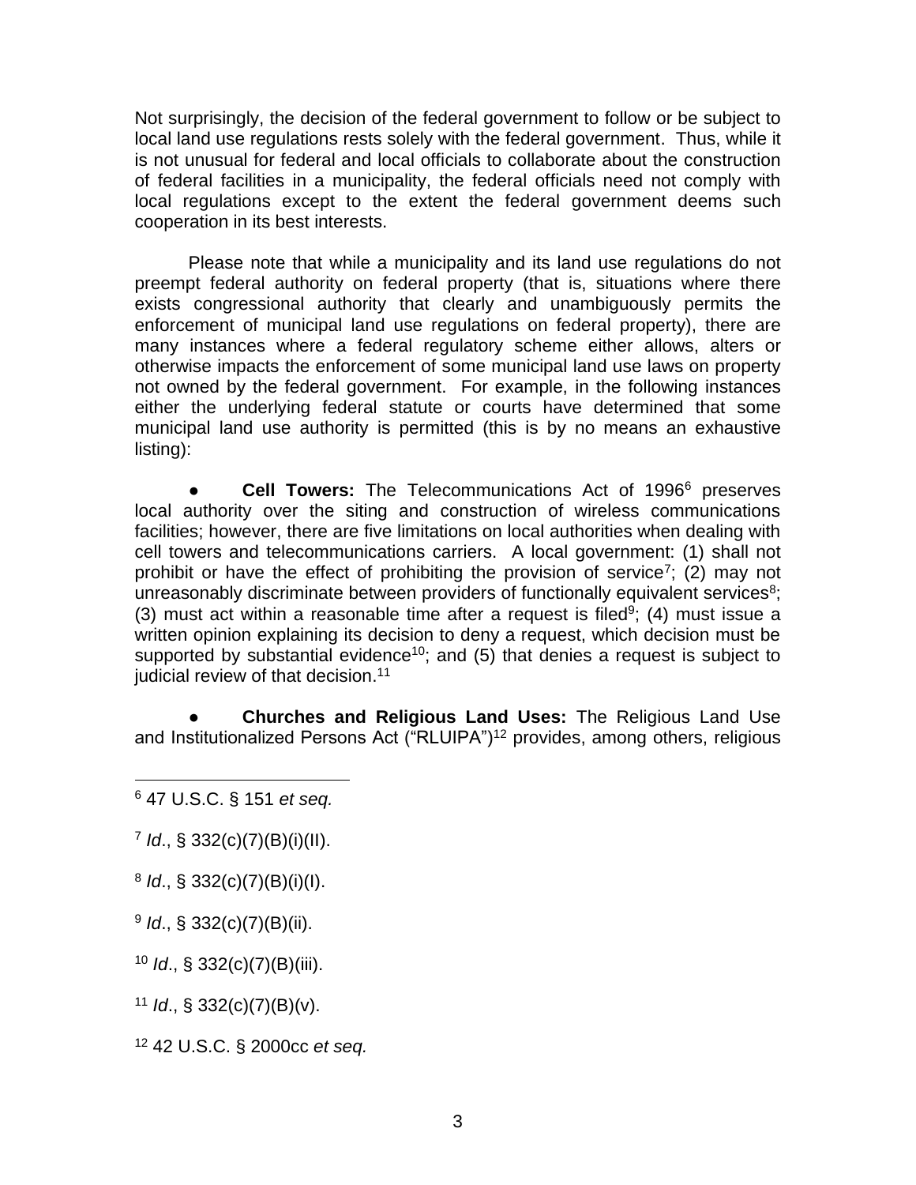Not surprisingly, the decision of the federal government to follow or be subject to local land use regulations rests solely with the federal government. Thus, while it is not unusual for federal and local officials to collaborate about the construction of federal facilities in a municipality, the federal officials need not comply with local regulations except to the extent the federal government deems such cooperation in its best interests.

Please note that while a municipality and its land use regulations do not preempt federal authority on federal property (that is, situations where there exists congressional authority that clearly and unambiguously permits the enforcement of municipal land use regulations on federal property), there are many instances where a federal regulatory scheme either allows, alters or otherwise impacts the enforcement of some municipal land use laws on property not owned by the federal government. For example, in the following instances either the underlying federal statute or courts have determined that some municipal land use authority is permitted (this is by no means an exhaustive listing):

- **Cell Towers:** The Telecommunications Act of 1996[6] preserves local authority over the siting and construction of wireless communications facilities; however, there are five limitations on local authorities when dealing with cell towers and telecommunications carriers. A local government: (1) shall not prohibit or have the effect of prohibiting the provision of service[7]; (2) may not unreasonably discriminate between providers of functionally equivalent services[8]; (3) must act within a reasonable time after a request is filed[9]; (4) must issue a written opinion explaining its decision to deny a request, which decision must be supported by substantial evidence[10]; and (5) that denies a request is subject to judicial review of that decision.[11]

- **Churches and Religious Land Uses:** The Religious Land Use and Institutionalized Persons Act ("RLUIPA")[12] provides, among others, religious

---

[6] 47 U.S.C. § 151 *et seq.*

[7] *Id*., § 332(c)(7)(B)(i)(II).

[8] *Id*., § 332(c)(7)(B)(i)(I).

[9] *Id*., § 332(c)(7)(B)(ii).

[10] *Id*., § 332(c)(7)(B)(iii).

[11] *Id*., § 332(c)(7)(B)(v).

[12] 42 U.S.C. § 2000cc *et seq.*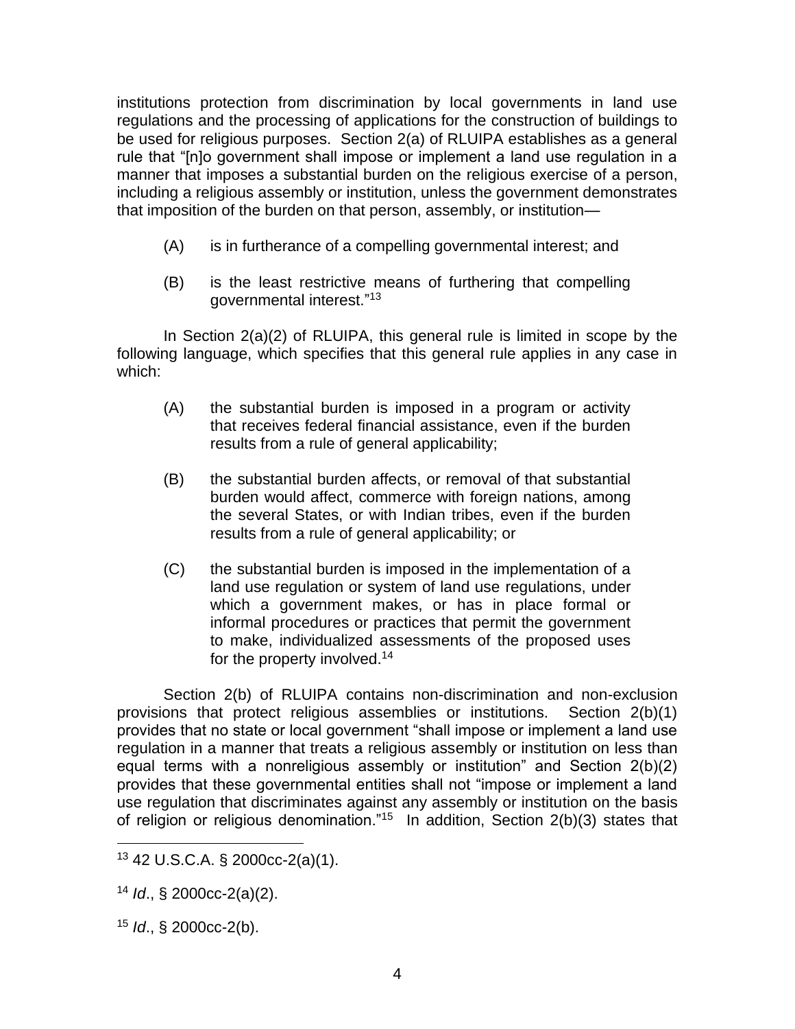institutions protection from discrimination by local governments in land use regulations and the processing of applications for the construction of buildings to be used for religious purposes. Section 2(a) of RLUIPA establishes as a general rule that "[n]o government shall impose or implement a land use regulation in a manner that imposes a substantial burden on the religious exercise of a person, including a religious assembly or institution, unless the government demonstrates that imposition of the burden on that person, assembly, or institution—

> (A) is in furtherance of a compelling governmental interest; and
>
> (B) is the least restrictive means of furthering that compelling governmental interest."[13]

In Section 2(a)(2) of RLUIPA, this general rule is limited in scope by the following language, which specifies that this general rule applies in any case in which:

> (A) the substantial burden is imposed in a program or activity that receives federal financial assistance, even if the burden results from a rule of general applicability;
>
> (B) the substantial burden affects, or removal of that substantial burden would affect, commerce with foreign nations, among the several States, or with Indian tribes, even if the burden results from a rule of general applicability; or
>
> (C) the substantial burden is imposed in the implementation of a land use regulation or system of land use regulations, under which a government makes, or has in place formal or informal procedures or practices that permit the government to make, individualized assessments of the proposed uses for the property involved.[14]

Section 2(b) of RLUIPA contains non-discrimination and non-exclusion provisions that protect religious assemblies or institutions. Section 2(b)(1) provides that no state or local government "shall impose or implement a land use regulation in a manner that treats a religious assembly or institution on less than equal terms with a nonreligious assembly or institution" and Section 2(b)(2) provides that these governmental entities shall not "impose or implement a land use regulation that discriminates against any assembly or institution on the basis of religion or religious denomination."[15] In addition, Section 2(b)(3) states that

---

[13] 42 U.S.C.A. § 2000cc-2(a)(1).

[14] *Id*., § 2000cc-2(a)(2).

[15] *Id*., § 2000cc-2(b).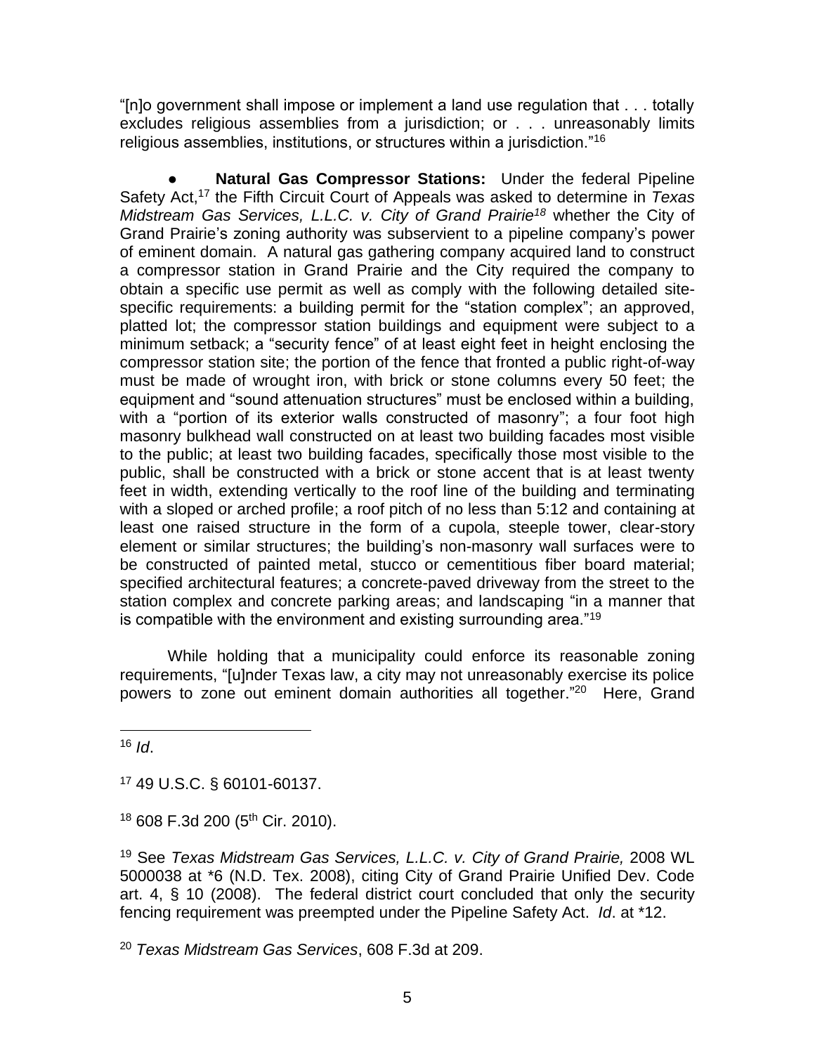“[n]o government shall impose or implement a land use regulation that . . . totally excludes religious assemblies from a jurisdiction; or . . . unreasonably limits religious assemblies, institutions, or structures within a jurisdiction.”[16]

● **Natural Gas Compressor Stations:** Under the federal Pipeline Safety Act,[17] the Fifth Circuit Court of Appeals was asked to determine in *Texas Midstream Gas Services, L.L.C. v. City of Grand Prairie*[18] whether the City of Grand Prairie’s zoning authority was subservient to a pipeline company’s power of eminent domain. A natural gas gathering company acquired land to construct a compressor station in Grand Prairie and the City required the company to obtain a specific use permit as well as comply with the following detailed site-specific requirements: a building permit for the “station complex”; an approved, platted lot; the compressor station buildings and equipment were subject to a minimum setback; a “security fence” of at least eight feet in height enclosing the compressor station site; the portion of the fence that fronted a public right-of-way must be made of wrought iron, with brick or stone columns every 50 feet; the equipment and “sound attenuation structures” must be enclosed within a building, with a “portion of its exterior walls constructed of masonry”; a four foot high masonry bulkhead wall constructed on at least two building facades most visible to the public; at least two building facades, specifically those most visible to the public, shall be constructed with a brick or stone accent that is at least twenty feet in width, extending vertically to the roof line of the building and terminating with a sloped or arched profile; a roof pitch of no less than 5:12 and containing at least one raised structure in the form of a cupola, steeple tower, clear-story element or similar structures; the building’s non-masonry wall surfaces were to be constructed of painted metal, stucco or cementitious fiber board material; specified architectural features; a concrete-paved driveway from the street to the station complex and concrete parking areas; and landscaping “in a manner that is compatible with the environment and existing surrounding area.”[19]

While holding that a municipality could enforce its reasonable zoning requirements, “[u]nder Texas law, a city may not unreasonably exercise its police powers to zone out eminent domain authorities all together.”[20] Here, Grand

---

[16] *Id*.

[17] 49 U.S.C. § 60101-60137.

[18] 608 F.3d 200 (5th Cir. 2010).

[19] See *Texas Midstream Gas Services, L.L.C. v. City of Grand Prairie,* 2008 WL 5000038 at *6 (N.D. Tex. 2008), citing City of Grand Prairie Unified Dev. Code art. 4, § 10 (2008). The federal district court concluded that only the security fencing requirement was preempted under the Pipeline Safety Act. *Id*. at *12.

[20] *Texas Midstream Gas Services*, 608 F.3d at 209.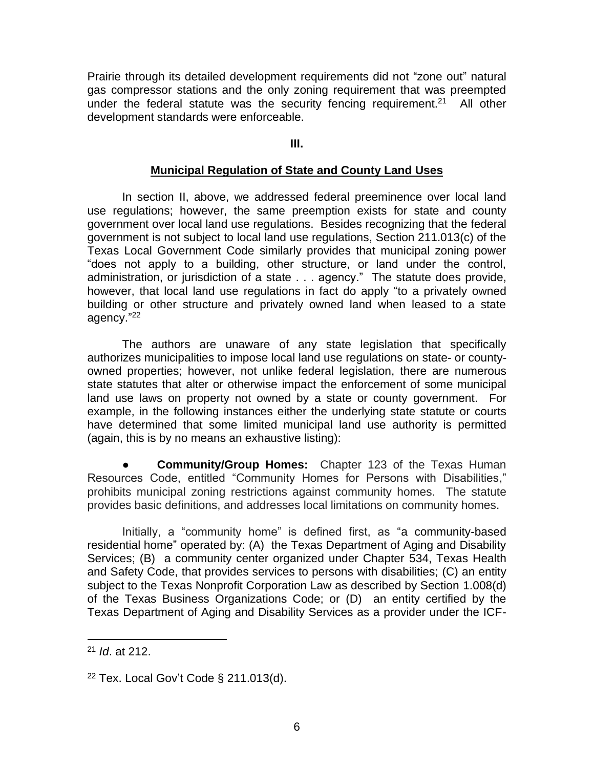Prairie through its detailed development requirements did not "zone out" natural gas compressor stations and the only zoning requirement that was preempted under the federal statute was the security fencing requirement.[21] All other development standards were enforceable.

**III.**

## Municipal Regulation of State and County Land Uses

In section II, above, we addressed federal preeminence over local land use regulations; however, the same preemption exists for state and county government over local land use regulations. Besides recognizing that the federal government is not subject to local land use regulations, Section 211.013(c) of the Texas Local Government Code similarly provides that municipal zoning power "does not apply to a building, other structure, or land under the control, administration, or jurisdiction of a state . . . agency." The statute does provide, however, that local land use regulations in fact do apply "to a privately owned building or other structure and privately owned land when leased to a state agency."[22]

The authors are unaware of any state legislation that specifically authorizes municipalities to impose local land use regulations on state- or county-owned properties; however, not unlike federal legislation, there are numerous state statutes that alter or otherwise impact the enforcement of some municipal land use laws on property not owned by a state or county government. For example, in the following instances either the underlying state statute or courts have determined that some limited municipal land use authority is permitted (again, this is by no means an exhaustive listing):

- **Community/Group Homes:** Chapter 123 of the Texas Human Resources Code, entitled "Community Homes for Persons with Disabilities," prohibits municipal zoning restrictions against community homes. The statute provides basic definitions, and addresses local limitations on community homes.

Initially, a "community home" is defined first, as "a community-based residential home" operated by: (A) the Texas Department of Aging and Disability Services; (B) a community center organized under Chapter 534, Texas Health and Safety Code, that provides services to persons with disabilities; (C) an entity subject to the Texas Nonprofit Corporation Law as described by Section 1.008(d) of the Texas Business Organizations Code; or (D) an entity certified by the Texas Department of Aging and Disability Services as a provider under the ICF-

---

[21] *Id*. at 212.

[22] Tex. Local Gov't Code § 211.013(d).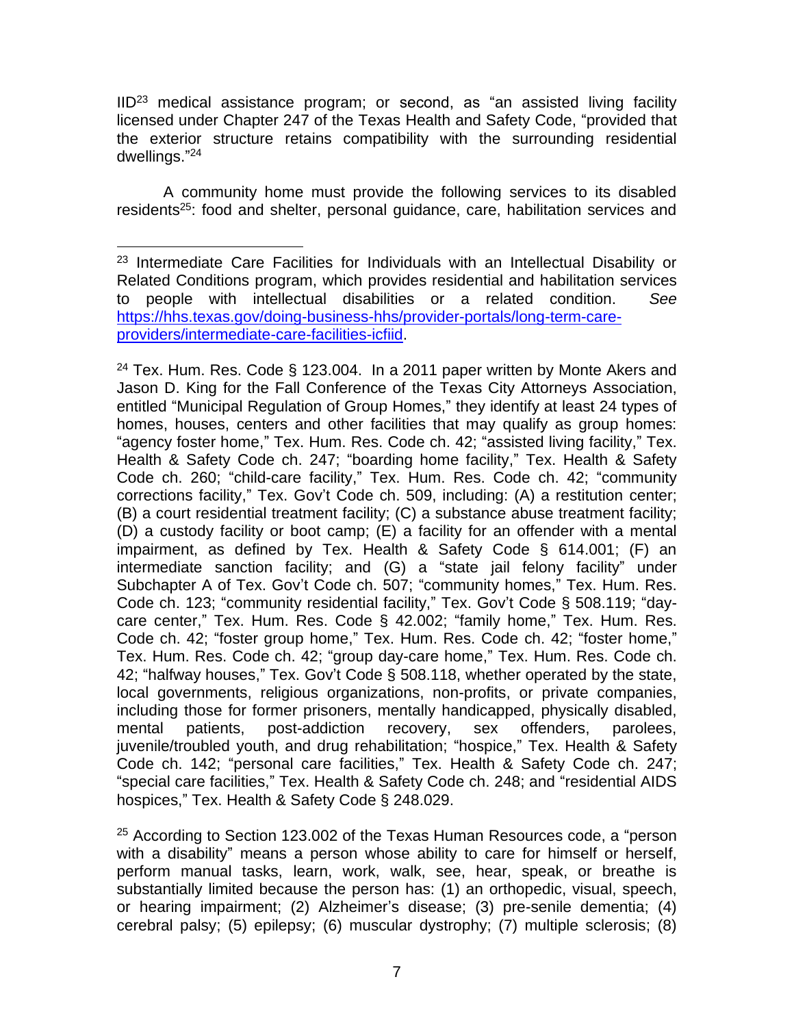IID[23] medical assistance program; or second, as "an assisted living facility licensed under Chapter 247 of the Texas Health and Safety Code, "provided that the exterior structure retains compatibility with the surrounding residential dwellings."[24]

A community home must provide the following services to its disabled residents[25]: food and shelter, personal guidance, care, habilitation services and

---

[23] Intermediate Care Facilities for Individuals with an Intellectual Disability or Related Conditions program, which provides residential and habilitation services to people with intellectual disabilities or a related condition. *See* [https://hhs.texas.gov/doing-business-hhs/provider-portals/long-term-care-providers/intermediate-care-facilities-icfiid](https://hhs.texas.gov/doing-business-hhs/provider-portals/long-term-care-providers/intermediate-care-facilities-icfiid).

[24] Tex. Hum. Res. Code § 123.004. In a 2011 paper written by Monte Akers and Jason D. King for the Fall Conference of the Texas City Attorneys Association, entitled "Municipal Regulation of Group Homes," they identify at least 24 types of homes, houses, centers and other facilities that may qualify as group homes: "agency foster home," Tex. Hum. Res. Code ch. 42; "assisted living facility," Tex. Health & Safety Code ch. 247; "boarding home facility," Tex. Health & Safety Code ch. 260; "child-care facility," Tex. Hum. Res. Code ch. 42; "community corrections facility," Tex. Gov't Code ch. 509, including: (A) a restitution center; (B) a court residential treatment facility; (C) a substance abuse treatment facility; (D) a custody facility or boot camp; (E) a facility for an offender with a mental impairment, as defined by Tex. Health & Safety Code § 614.001; (F) an intermediate sanction facility; and (G) a "state jail felony facility" under Subchapter A of Tex. Gov't Code ch. 507; "community homes," Tex. Hum. Res. Code ch. 123; "community residential facility," Tex. Gov't Code § 508.119; "day-care center," Tex. Hum. Res. Code § 42.002; "family home," Tex. Hum. Res. Code ch. 42; "foster group home," Tex. Hum. Res. Code ch. 42; "foster home," Tex. Hum. Res. Code ch. 42; "group day-care home," Tex. Hum. Res. Code ch. 42; "halfway houses," Tex. Gov't Code § 508.118, whether operated by the state, local governments, religious organizations, non-profits, or private companies, including those for former prisoners, mentally handicapped, physically disabled, mental patients, post-addiction recovery, sex offenders, parolees, juvenile/troubled youth, and drug rehabilitation; "hospice," Tex. Health & Safety Code ch. 142; "personal care facilities," Tex. Health & Safety Code ch. 247; "special care facilities," Tex. Health & Safety Code ch. 248; and "residential AIDS hospices," Tex. Health & Safety Code § 248.029.

[25] According to Section 123.002 of the Texas Human Resources code, a "person with a disability" means a person whose ability to care for himself or herself, perform manual tasks, learn, work, walk, see, hear, speak, or breathe is substantially limited because the person has: (1) an orthopedic, visual, speech, or hearing impairment; (2) Alzheimer's disease; (3) pre-senile dementia; (4) cerebral palsy; (5) epilepsy; (6) muscular dystrophy; (7) multiple sclerosis; (8)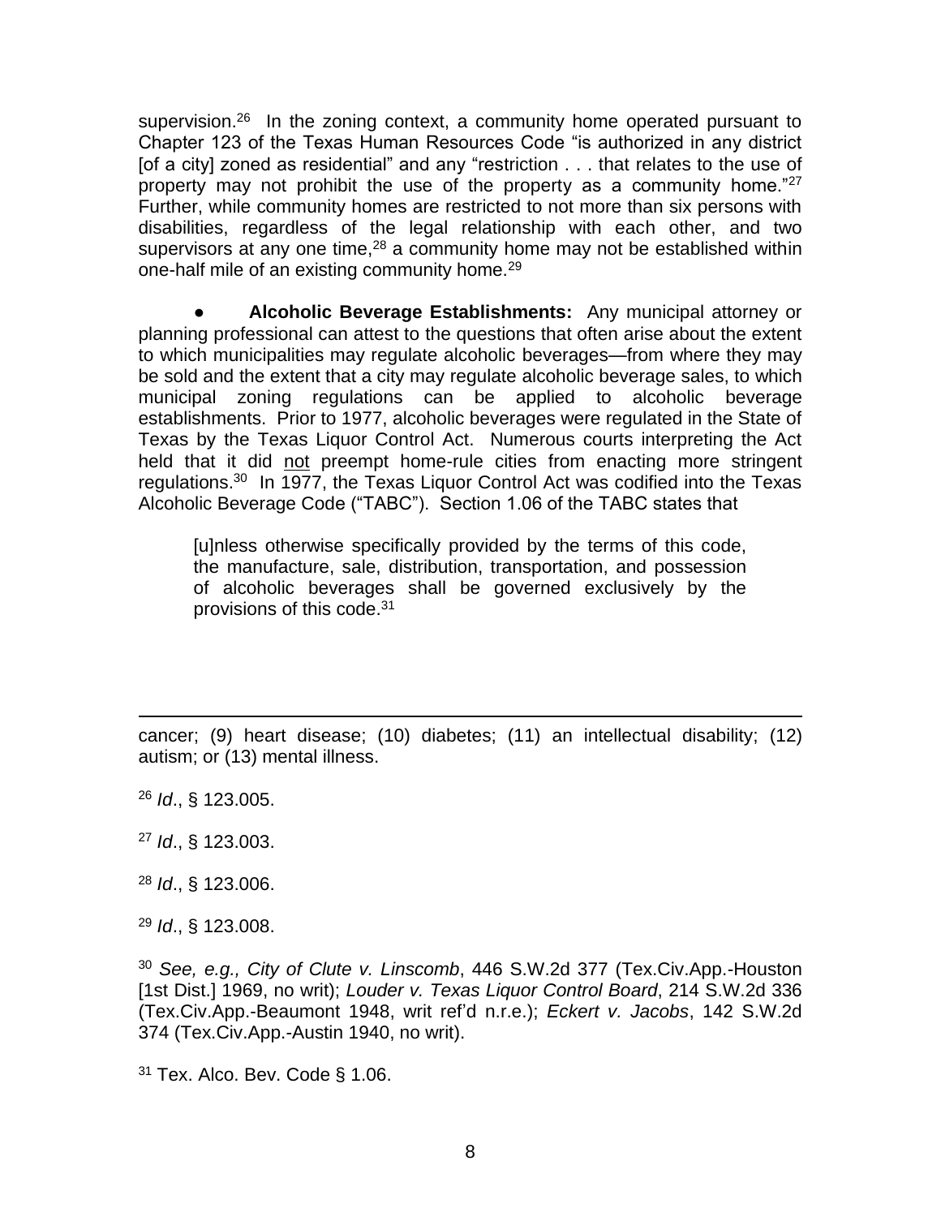supervision.[26] In the zoning context, a community home operated pursuant to Chapter 123 of the Texas Human Resources Code "is authorized in any district [of a city] zoned as residential" and any "restriction . . . that relates to the use of property may not prohibit the use of the property as a community home."[27] Further, while community homes are restricted to not more than six persons with disabilities, regardless of the legal relationship with each other, and two supervisors at any one time,[28] a community home may not be established within one-half mile of an existing community home.[29]

- **Alcoholic Beverage Establishments:** Any municipal attorney or planning professional can attest to the questions that often arise about the extent to which municipalities may regulate alcoholic beverages—from where they may be sold and the extent that a city may regulate alcoholic beverage sales, to which municipal zoning regulations can be applied to alcoholic beverage establishments. Prior to 1977, alcoholic beverages were regulated in the State of Texas by the Texas Liquor Control Act. Numerous courts interpreting the Act held that it did <u>not</u> preempt home-rule cities from enacting more stringent regulations.[30] In 1977, the Texas Liquor Control Act was codified into the Texas Alcoholic Beverage Code ("TABC"). Section 1.06 of the TABC states that

> [u]nless otherwise specifically provided by the terms of this code, the manufacture, sale, distribution, transportation, and possession of alcoholic beverages shall be governed exclusively by the provisions of this code.[31]

---

cancer; (9) heart disease; (10) diabetes; (11) an intellectual disability; (12) autism; or (13) mental illness.

[26] *Id*., § 123.005.

[27] *Id*., § 123.003.

[28] *Id*., § 123.006.

[29] *Id*., § 123.008.

[30] *See, e.g., City of Clute v. Linscomb*, 446 S.W.2d 377 (Tex.Civ.App.-Houston [1st Dist.] 1969, no writ); *Louder v. Texas Liquor Control Board*, 214 S.W.2d 336 (Tex.Civ.App.-Beaumont 1948, writ ref'd n.r.e.); *Eckert v. Jacobs*, 142 S.W.2d 374 (Tex.Civ.App.-Austin 1940, no writ).

[31] Tex. Alco. Bev. Code § 1.06.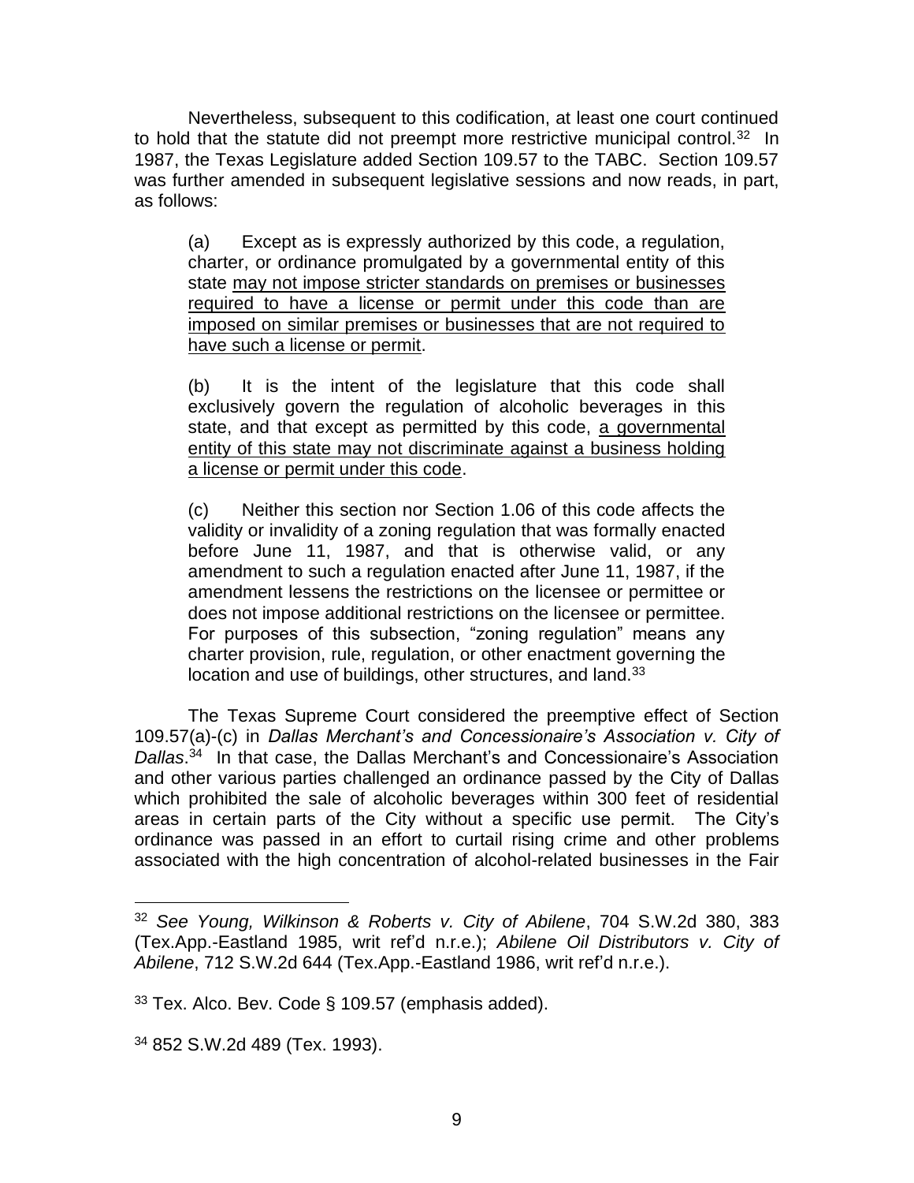Nevertheless, subsequent to this codification, at least one court continued to hold that the statute did not preempt more restrictive municipal control.[32] In 1987, the Texas Legislature added Section 109.57 to the TABC. Section 109.57 was further amended in subsequent legislative sessions and now reads, in part, as follows:

> (a) Except as is expressly authorized by this code, a regulation, charter, or ordinance promulgated by a governmental entity of this state <u>may not impose stricter standards on premises or businesses required to have a license or permit under this code than are imposed on similar premises or businesses that are not required to have such a license or permit</u>.
>
> (b) It is the intent of the legislature that this code shall exclusively govern the regulation of alcoholic beverages in this state, and that except as permitted by this code, <u>a governmental entity of this state may not discriminate against a business holding a license or permit under this code</u>.
>
> (c) Neither this section nor Section 1.06 of this code affects the validity or invalidity of a zoning regulation that was formally enacted before June 11, 1987, and that is otherwise valid, or any amendment to such a regulation enacted after June 11, 1987, if the amendment lessens the restrictions on the licensee or permittee or does not impose additional restrictions on the licensee or permittee. For purposes of this subsection, "zoning regulation" means any charter provision, rule, regulation, or other enactment governing the location and use of buildings, other structures, and land.[33]

The Texas Supreme Court considered the preemptive effect of Section 109.57(a)-(c) in *Dallas Merchant's and Concessionaire's Association v. City of Dallas*.[34] In that case, the Dallas Merchant's and Concessionaire's Association and other various parties challenged an ordinance passed by the City of Dallas which prohibited the sale of alcoholic beverages within 300 feet of residential areas in certain parts of the City without a specific use permit. The City's ordinance was passed in an effort to curtail rising crime and other problems associated with the high concentration of alcohol-related businesses in the Fair

---

[32] *See Young, Wilkinson & Roberts v. City of Abilene*, 704 S.W.2d 380, 383 (Tex.App.-Eastland 1985, writ ref'd n.r.e.); *Abilene Oil Distributors v. City of Abilene*, 712 S.W.2d 644 (Tex.App.-Eastland 1986, writ ref'd n.r.e.).

[33] Tex. Alco. Bev. Code § 109.57 (emphasis added).

[34] 852 S.W.2d 489 (Tex. 1993).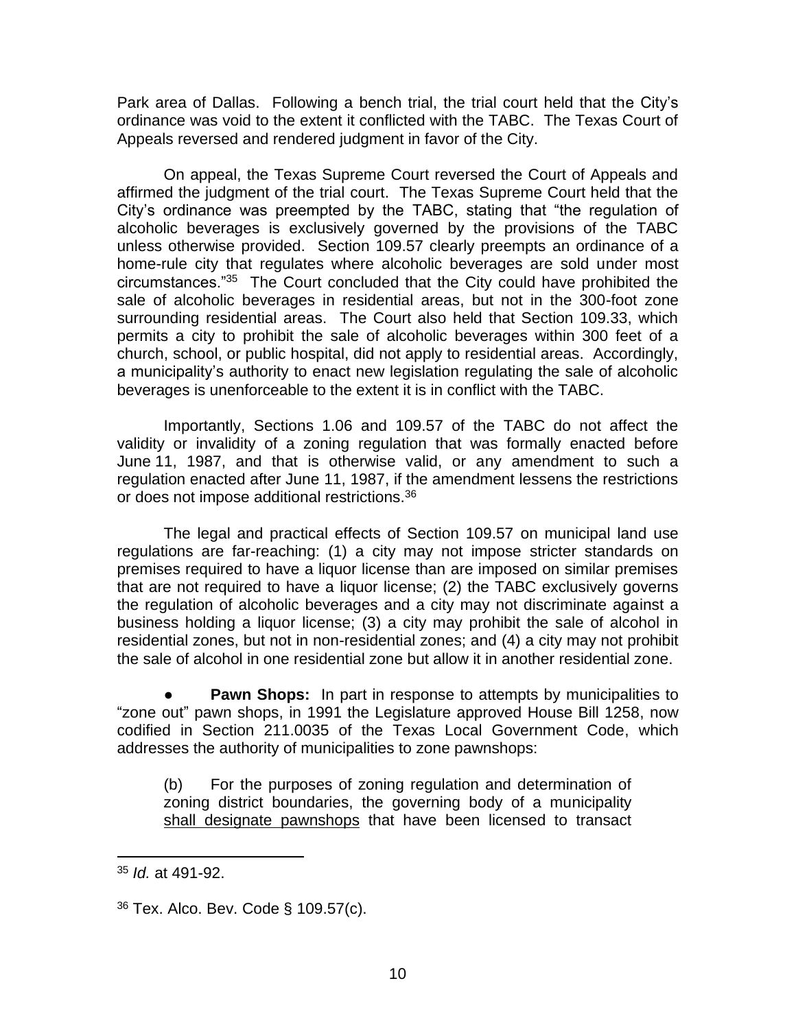Park area of Dallas. Following a bench trial, the trial court held that the City's ordinance was void to the extent it conflicted with the TABC. The Texas Court of Appeals reversed and rendered judgment in favor of the City.

On appeal, the Texas Supreme Court reversed the Court of Appeals and affirmed the judgment of the trial court. The Texas Supreme Court held that the City's ordinance was preempted by the TABC, stating that "the regulation of alcoholic beverages is exclusively governed by the provisions of the TABC unless otherwise provided. Section 109.57 clearly preempts an ordinance of a home-rule city that regulates where alcoholic beverages are sold under most circumstances."[35] The Court concluded that the City could have prohibited the sale of alcoholic beverages in residential areas, but not in the 300-foot zone surrounding residential areas. The Court also held that Section 109.33, which permits a city to prohibit the sale of alcoholic beverages within 300 feet of a church, school, or public hospital, did not apply to residential areas. Accordingly, a municipality's authority to enact new legislation regulating the sale of alcoholic beverages is unenforceable to the extent it is in conflict with the TABC.

Importantly, Sections 1.06 and 109.57 of the TABC do not affect the validity or invalidity of a zoning regulation that was formally enacted before June 11, 1987, and that is otherwise valid, or any amendment to such a regulation enacted after June 11, 1987, if the amendment lessens the restrictions or does not impose additional restrictions.[36]

The legal and practical effects of Section 109.57 on municipal land use regulations are far-reaching: (1) a city may not impose stricter standards on premises required to have a liquor license than are imposed on similar premises that are not required to have a liquor license; (2) the TABC exclusively governs the regulation of alcoholic beverages and a city may not discriminate against a business holding a liquor license; (3) a city may prohibit the sale of alcohol in residential zones, but not in non-residential zones; and (4) a city may not prohibit the sale of alcohol in one residential zone but allow it in another residential zone.

- **Pawn Shops:** In part in response to attempts by municipalities to "zone out" pawn shops, in 1991 the Legislature approved House Bill 1258, now codified in Section 211.0035 of the Texas Local Government Code, which addresses the authority of municipalities to zone pawnshops:

> (b) For the purposes of zoning regulation and determination of zoning district boundaries, the governing body of a municipality <u>shall designate pawnshops</u> that have been licensed to transact

---

[35] *Id.* at 491-92.

[36] Tex. Alco. Bev. Code § 109.57(c).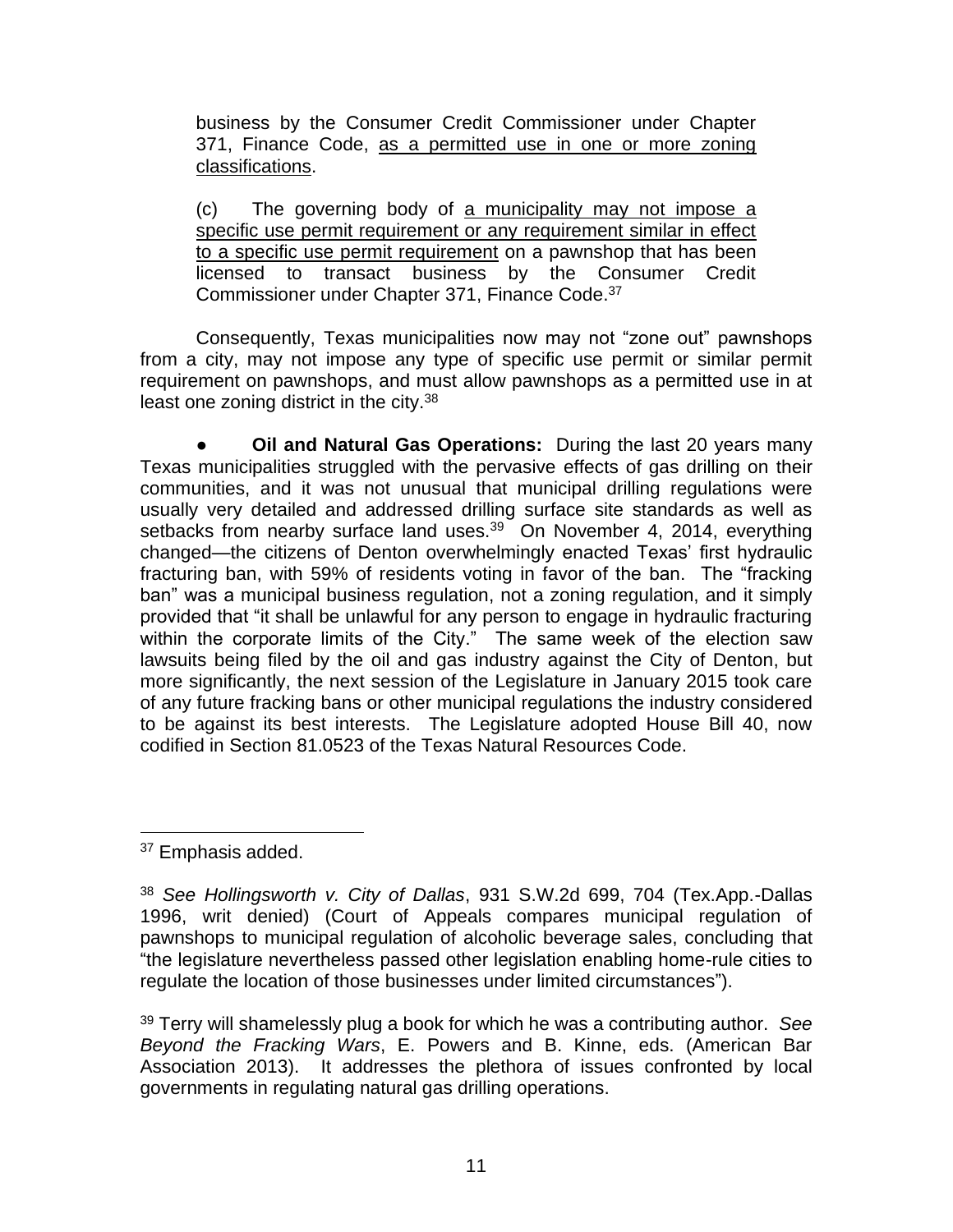> business by the Consumer Credit Commissioner under Chapter 371, Finance Code, <u>as a permitted use in one or more zoning classifications</u>.
>
> (c) The governing body of <u>a municipality may not impose a specific use permit requirement or any requirement similar in effect to a specific use permit requirement</u> on a pawnshop that has been licensed to transact business by the Consumer Credit Commissioner under Chapter 371, Finance Code.[37]

Consequently, Texas municipalities now may not "zone out" pawnshops from a city, may not impose any type of specific use permit or similar permit requirement on pawnshops, and must allow pawnshops as a permitted use in at least one zoning district in the city.[38]

- **Oil and Natural Gas Operations:** During the last 20 years many Texas municipalities struggled with the pervasive effects of gas drilling on their communities, and it was not unusual that municipal drilling regulations were usually very detailed and addressed drilling surface site standards as well as setbacks from nearby surface land uses.[39] On November 4, 2014, everything changed—the citizens of Denton overwhelmingly enacted Texas' first hydraulic fracturing ban, with 59% of residents voting in favor of the ban. The "fracking ban" was a municipal business regulation, not a zoning regulation, and it simply provided that "it shall be unlawful for any person to engage in hydraulic fracturing within the corporate limits of the City." The same week of the election saw lawsuits being filed by the oil and gas industry against the City of Denton, but more significantly, the next session of the Legislature in January 2015 took care of any future fracking bans or other municipal regulations the industry considered to be against its best interests. The Legislature adopted House Bill 40, now codified in Section 81.0523 of the Texas Natural Resources Code.

---

[37] Emphasis added.

[38] *See Hollingsworth v. City of Dallas*, 931 S.W.2d 699, 704 (Tex.App.-Dallas 1996, writ denied) (Court of Appeals compares municipal regulation of pawnshops to municipal regulation of alcoholic beverage sales, concluding that "the legislature nevertheless passed other legislation enabling home-rule cities to regulate the location of those businesses under limited circumstances").

[39] Terry will shamelessly plug a book for which he was a contributing author. *See Beyond the Fracking Wars*, E. Powers and B. Kinne, eds. (American Bar Association 2013). It addresses the plethora of issues confronted by local governments in regulating natural gas drilling operations.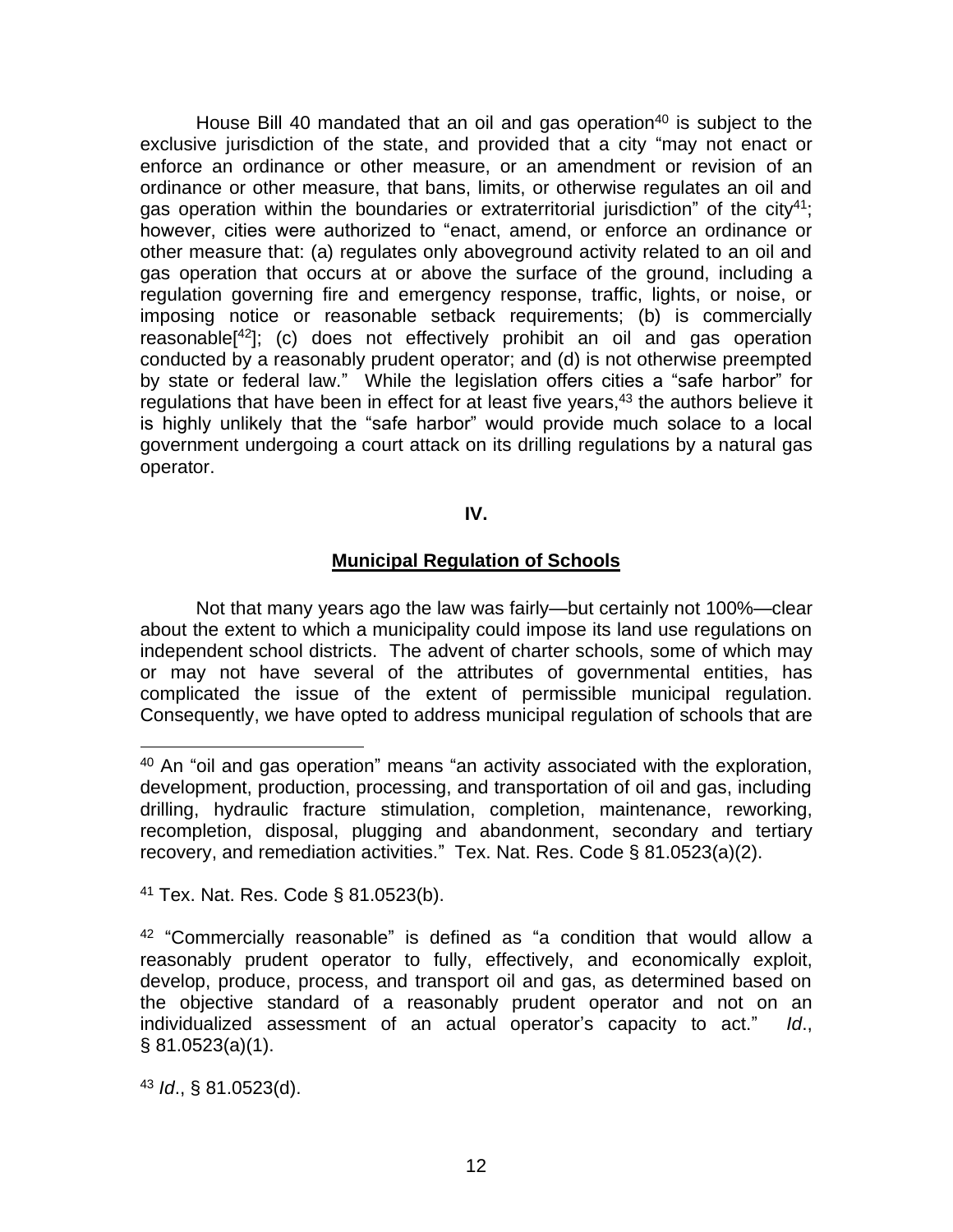House Bill 40 mandated that an oil and gas operation[40] is subject to the exclusive jurisdiction of the state, and provided that a city "may not enact or enforce an ordinance or other measure, or an amendment or revision of an ordinance or other measure, that bans, limits, or otherwise regulates an oil and gas operation within the boundaries or extraterritorial jurisdiction" of the city[41]; however, cities were authorized to "enact, amend, or enforce an ordinance or other measure that: (a) regulates only aboveground activity related to an oil and gas operation that occurs at or above the surface of the ground, including a regulation governing fire and emergency response, traffic, lights, or noise, or imposing notice or reasonable setback requirements; (b) is commercially reasonable[42]; (c) does not effectively prohibit an oil and gas operation conducted by a reasonably prudent operator; and (d) is not otherwise preempted by state or federal law." While the legislation offers cities a "safe harbor" for regulations that have been in effect for at least five years,[43] the authors believe it is highly unlikely that the "safe harbor" would provide much solace to a local government undergoing a court attack on its drilling regulations by a natural gas operator.

## IV.

## Municipal Regulation of Schools

Not that many years ago the law was fairly—but certainly not 100%—clear about the extent to which a municipality could impose its land use regulations on independent school districts. The advent of charter schools, some of which may or may not have several of the attributes of governmental entities, has complicated the issue of the extent of permissible municipal regulation. Consequently, we have opted to address municipal regulation of schools that are

---

[40] An "oil and gas operation" means "an activity associated with the exploration, development, production, processing, and transportation of oil and gas, including drilling, hydraulic fracture stimulation, completion, maintenance, reworking, recompletion, disposal, plugging and abandonment, secondary and tertiary recovery, and remediation activities." Tex. Nat. Res. Code § 81.0523(a)(2).

[41] Tex. Nat. Res. Code § 81.0523(b).

[42] "Commercially reasonable" is defined as "a condition that would allow a reasonably prudent operator to fully, effectively, and economically exploit, develop, produce, process, and transport oil and gas, as determined based on the objective standard of a reasonably prudent operator and not on an individualized assessment of an actual operator's capacity to act." *Id*., § 81.0523(a)(1).

[43] *Id*., § 81.0523(d).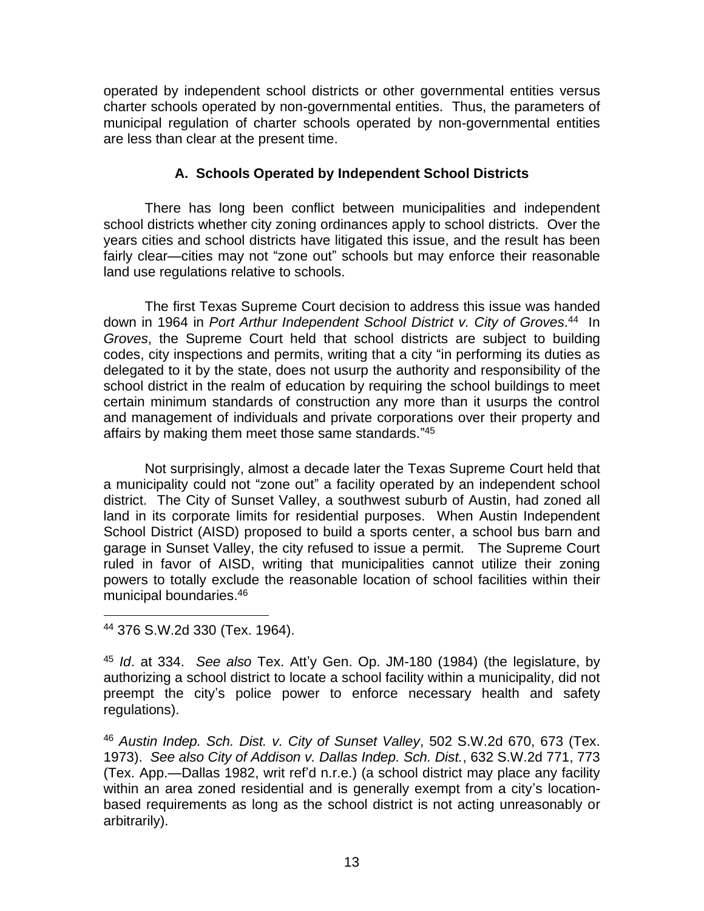operated by independent school districts or other governmental entities versus charter schools operated by non-governmental entities. Thus, the parameters of municipal regulation of charter schools operated by non-governmental entities are less than clear at the present time.

### A. Schools Operated by Independent School Districts

There has long been conflict between municipalities and independent school districts whether city zoning ordinances apply to school districts. Over the years cities and school districts have litigated this issue, and the result has been fairly clear—cities may not "zone out" schools but may enforce their reasonable land use regulations relative to schools.

The first Texas Supreme Court decision to address this issue was handed down in 1964 in *Port Arthur Independent School District v. City of Groves*.[44] In *Groves*, the Supreme Court held that school districts are subject to building codes, city inspections and permits, writing that a city "in performing its duties as delegated to it by the state, does not usurp the authority and responsibility of the school district in the realm of education by requiring the school buildings to meet certain minimum standards of construction any more than it usurps the control and management of individuals and private corporations over their property and affairs by making them meet those same standards."[45]

Not surprisingly, almost a decade later the Texas Supreme Court held that a municipality could not "zone out" a facility operated by an independent school district. The City of Sunset Valley, a southwest suburb of Austin, had zoned all land in its corporate limits for residential purposes. When Austin Independent School District (AISD) proposed to build a sports center, a school bus barn and garage in Sunset Valley, the city refused to issue a permit. The Supreme Court ruled in favor of AISD, writing that municipalities cannot utilize their zoning powers to totally exclude the reasonable location of school facilities within their municipal boundaries.[46]

---

[44] 376 S.W.2d 330 (Tex. 1964).

[45] *Id*. at 334. *See also* Tex. Att'y Gen. Op. JM-180 (1984) (the legislature, by authorizing a school district to locate a school facility within a municipality, did not preempt the city's police power to enforce necessary health and safety regulations).

[46] *Austin Indep. Sch. Dist. v. City of Sunset Valley*, 502 S.W.2d 670, 673 (Tex. 1973). *See also City of Addison v. Dallas Indep. Sch. Dist.*, 632 S.W.2d 771, 773 (Tex. App.—Dallas 1982, writ ref'd n.r.e.) (a school district may place any facility within an area zoned residential and is generally exempt from a city's location-based requirements as long as the school district is not acting unreasonably or arbitrarily).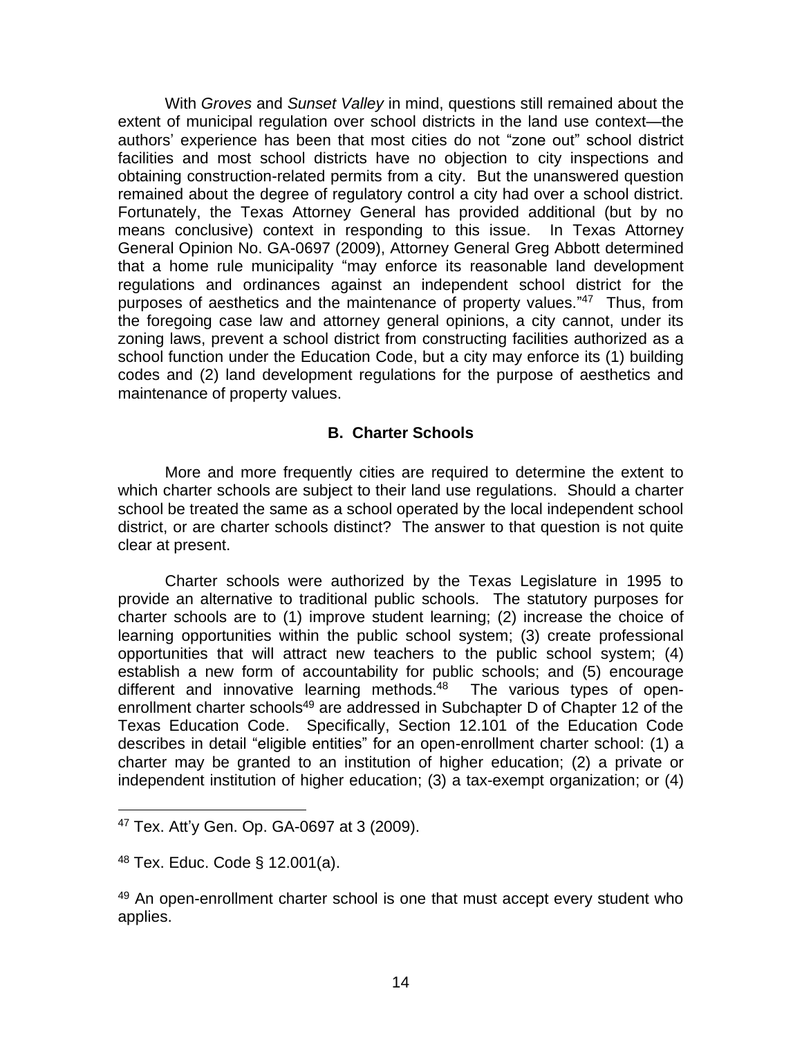With *Groves* and *Sunset Valley* in mind, questions still remained about the extent of municipal regulation over school districts in the land use context—the authors' experience has been that most cities do not "zone out" school district facilities and most school districts have no objection to city inspections and obtaining construction-related permits from a city. But the unanswered question remained about the degree of regulatory control a city had over a school district. Fortunately, the Texas Attorney General has provided additional (but by no means conclusive) context in responding to this issue. In Texas Attorney General Opinion No. GA-0697 (2009), Attorney General Greg Abbott determined that a home rule municipality "may enforce its reasonable land development regulations and ordinances against an independent school district for the purposes of aesthetics and the maintenance of property values."[47] Thus, from the foregoing case law and attorney general opinions, a city cannot, under its zoning laws, prevent a school district from constructing facilities authorized as a school function under the Education Code, but a city may enforce its (1) building codes and (2) land development regulations for the purpose of aesthetics and maintenance of property values.

### B. Charter Schools

More and more frequently cities are required to determine the extent to which charter schools are subject to their land use regulations. Should a charter school be treated the same as a school operated by the local independent school district, or are charter schools distinct? The answer to that question is not quite clear at present.

Charter schools were authorized by the Texas Legislature in 1995 to provide an alternative to traditional public schools. The statutory purposes for charter schools are to (1) improve student learning; (2) increase the choice of learning opportunities within the public school system; (3) create professional opportunities that will attract new teachers to the public school system; (4) establish a new form of accountability for public schools; and (5) encourage different and innovative learning methods.[48] The various types of open-enrollment charter schools[49] are addressed in Subchapter D of Chapter 12 of the Texas Education Code. Specifically, Section 12.101 of the Education Code describes in detail "eligible entities" for an open-enrollment charter school: (1) a charter may be granted to an institution of higher education; (2) a private or independent institution of higher education; (3) a tax-exempt organization; or (4)

---

[47] Tex. Att'y Gen. Op. GA-0697 at 3 (2009).

[48] Tex. Educ. Code § 12.001(a).

[49] An open-enrollment charter school is one that must accept every student who applies.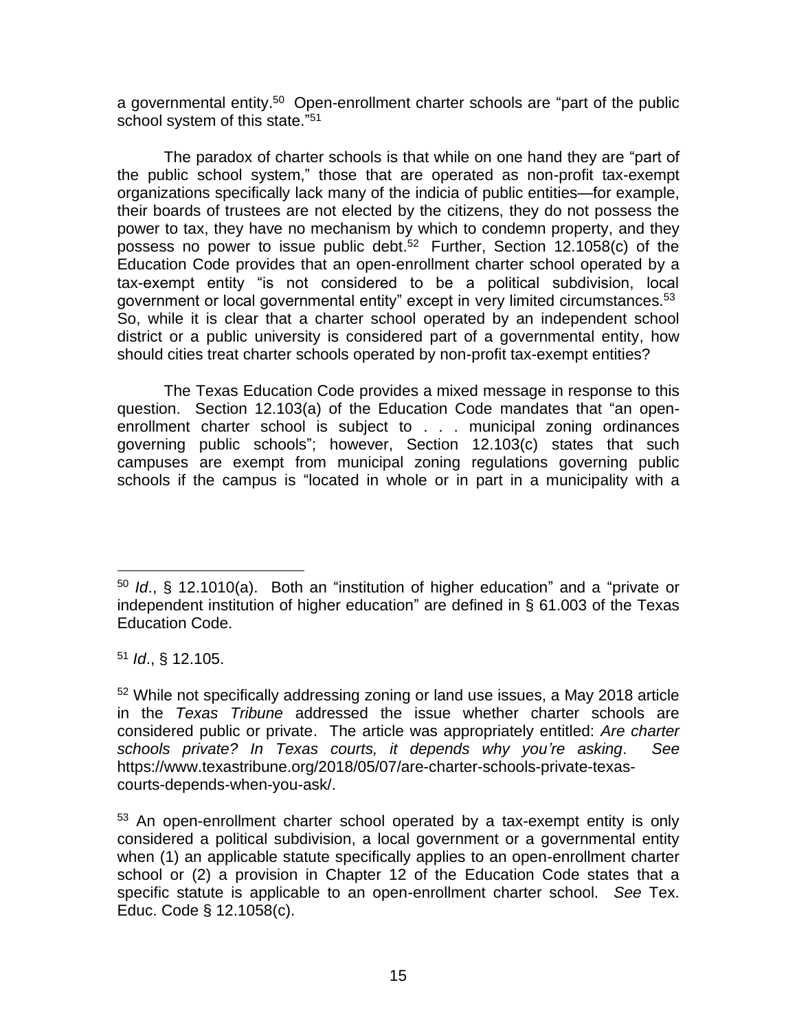a governmental entity.[50] Open-enrollment charter schools are "part of the public school system of this state."[51]

The paradox of charter schools is that while on one hand they are "part of the public school system," those that are operated as non-profit tax-exempt organizations specifically lack many of the indicia of public entities—for example, their boards of trustees are not elected by the citizens, they do not possess the power to tax, they have no mechanism by which to condemn property, and they possess no power to issue public debt.[52] Further, Section 12.1058(c) of the Education Code provides that an open-enrollment charter school operated by a tax-exempt entity "is not considered to be a political subdivision, local government or local governmental entity" except in very limited circumstances.[53] So, while it is clear that a charter school operated by an independent school district or a public university is considered part of a governmental entity, how should cities treat charter schools operated by non-profit tax-exempt entities?

The Texas Education Code provides a mixed message in response to this question. Section 12.103(a) of the Education Code mandates that "an open-enrollment charter school is subject to . . . municipal zoning ordinances governing public schools"; however, Section 12.103(c) states that such campuses are exempt from municipal zoning regulations governing public schools if the campus is "located in whole or in part in a municipality with a

---

[50] *Id*., § 12.1010(a). Both an "institution of higher education" and a "private or independent institution of higher education" are defined in § 61.003 of the Texas Education Code.

[51] *Id*., § 12.105.

[52] While not specifically addressing zoning or land use issues, a May 2018 article in the *Texas Tribune* addressed the issue whether charter schools are considered public or private. The article was appropriately entitled: *Are charter schools private? In Texas courts, it depends why you're asking*. *See* https://www.texastribune.org/2018/05/07/are-charter-schools-private-texas-courts-depends-when-you-ask/.

[53] An open-enrollment charter school operated by a tax-exempt entity is only considered a political subdivision, a local government or a governmental entity when (1) an applicable statute specifically applies to an open-enrollment charter school or (2) a provision in Chapter 12 of the Education Code states that a specific statute is applicable to an open-enrollment charter school. *See* Tex. Educ. Code § 12.1058(c).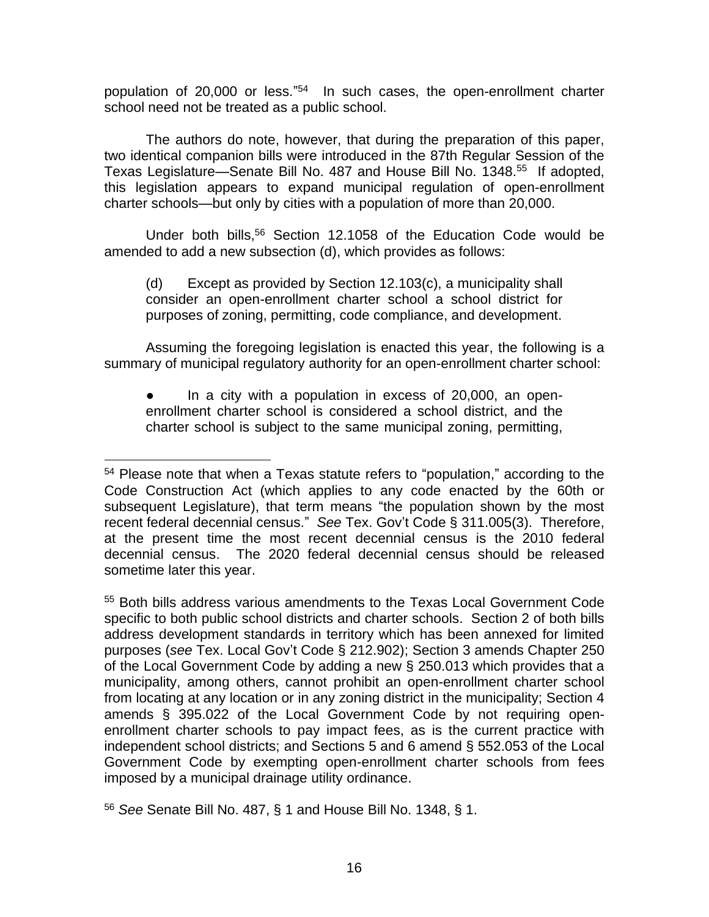population of 20,000 or less."[54] In such cases, the open-enrollment charter school need not be treated as a public school.

The authors do note, however, that during the preparation of this paper, two identical companion bills were introduced in the 87th Regular Session of the Texas Legislature—Senate Bill No. 487 and House Bill No. 1348.[55] If adopted, this legislation appears to expand municipal regulation of open-enrollment charter schools—but only by cities with a population of more than 20,000.

Under both bills,[56] Section 12.1058 of the Education Code would be amended to add a new subsection (d), which provides as follows:

> (d) Except as provided by Section 12.103(c), a municipality shall consider an open-enrollment charter school a school district for purposes of zoning, permitting, code compliance, and development.

Assuming the foregoing legislation is enacted this year, the following is a summary of municipal regulatory authority for an open-enrollment charter school:

- In a city with a population in excess of 20,000, an open-enrollment charter school is considered a school district, and the charter school is subject to the same municipal zoning, permitting,

---

[54] Please note that when a Texas statute refers to "population," according to the Code Construction Act (which applies to any code enacted by the 60th or subsequent Legislature), that term means "the population shown by the most recent federal decennial census." *See* Tex. Gov't Code § 311.005(3). Therefore, at the present time the most recent decennial census is the 2010 federal decennial census. The 2020 federal decennial census should be released sometime later this year.

[55] Both bills address various amendments to the Texas Local Government Code specific to both public school districts and charter schools. Section 2 of both bills address development standards in territory which has been annexed for limited purposes (*see* Tex. Local Gov't Code § 212.902); Section 3 amends Chapter 250 of the Local Government Code by adding a new § 250.013 which provides that a municipality, among others, cannot prohibit an open-enrollment charter school from locating at any location or in any zoning district in the municipality; Section 4 amends § 395.022 of the Local Government Code by not requiring open-enrollment charter schools to pay impact fees, as is the current practice with independent school districts; and Sections 5 and 6 amend § 552.053 of the Local Government Code by exempting open-enrollment charter schools from fees imposed by a municipal drainage utility ordinance.

[56] *See* Senate Bill No. 487, § 1 and House Bill No. 1348, § 1.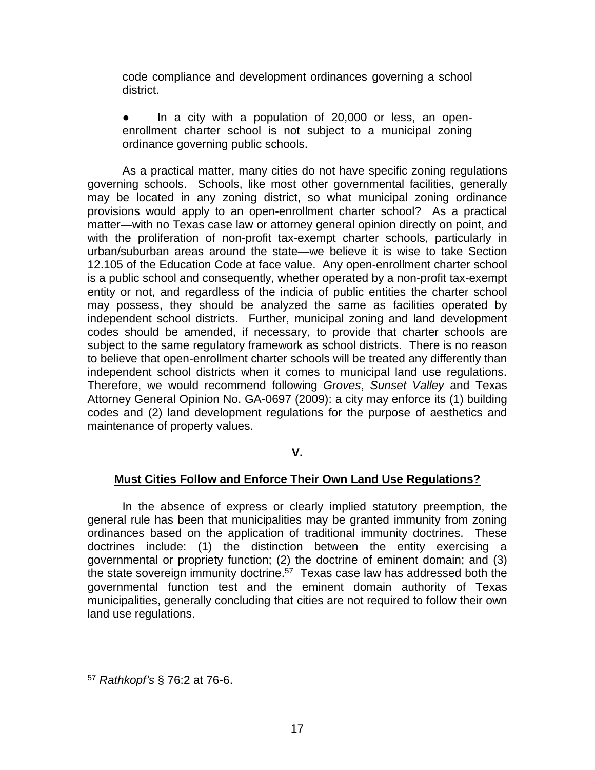code compliance and development ordinances governing a school district.

- In a city with a population of 20,000 or less, an open-enrollment charter school is not subject to a municipal zoning ordinance governing public schools.

As a practical matter, many cities do not have specific zoning regulations governing schools. Schools, like most other governmental facilities, generally may be located in any zoning district, so what municipal zoning ordinance provisions would apply to an open-enrollment charter school? As a practical matter—with no Texas case law or attorney general opinion directly on point, and with the proliferation of non-profit tax-exempt charter schools, particularly in urban/suburban areas around the state—we believe it is wise to take Section 12.105 of the Education Code at face value. Any open-enrollment charter school is a public school and consequently, whether operated by a non-profit tax-exempt entity or not, and regardless of the indicia of public entities the charter school may possess, they should be analyzed the same as facilities operated by independent school districts. Further, municipal zoning and land development codes should be amended, if necessary, to provide that charter schools are subject to the same regulatory framework as school districts. There is no reason to believe that open-enrollment charter schools will be treated any differently than independent school districts when it comes to municipal land use regulations. Therefore, we would recommend following *Groves*, *Sunset Valley* and Texas Attorney General Opinion No. GA-0697 (2009): a city may enforce its (1) building codes and (2) land development regulations for the purpose of aesthetics and maintenance of property values.

## V.

## Must Cities Follow and Enforce Their Own Land Use Regulations?

In the absence of express or clearly implied statutory preemption, the general rule has been that municipalities may be granted immunity from zoning ordinances based on the application of traditional immunity doctrines. These doctrines include: (1) the distinction between the entity exercising a governmental or propriety function; (2) the doctrine of eminent domain; and (3) the state sovereign immunity doctrine.[57] Texas case law has addressed both the governmental function test and the eminent domain authority of Texas municipalities, generally concluding that cities are not required to follow their own land use regulations.

[57] *Rathkopf's* § 76:2 at 76-6.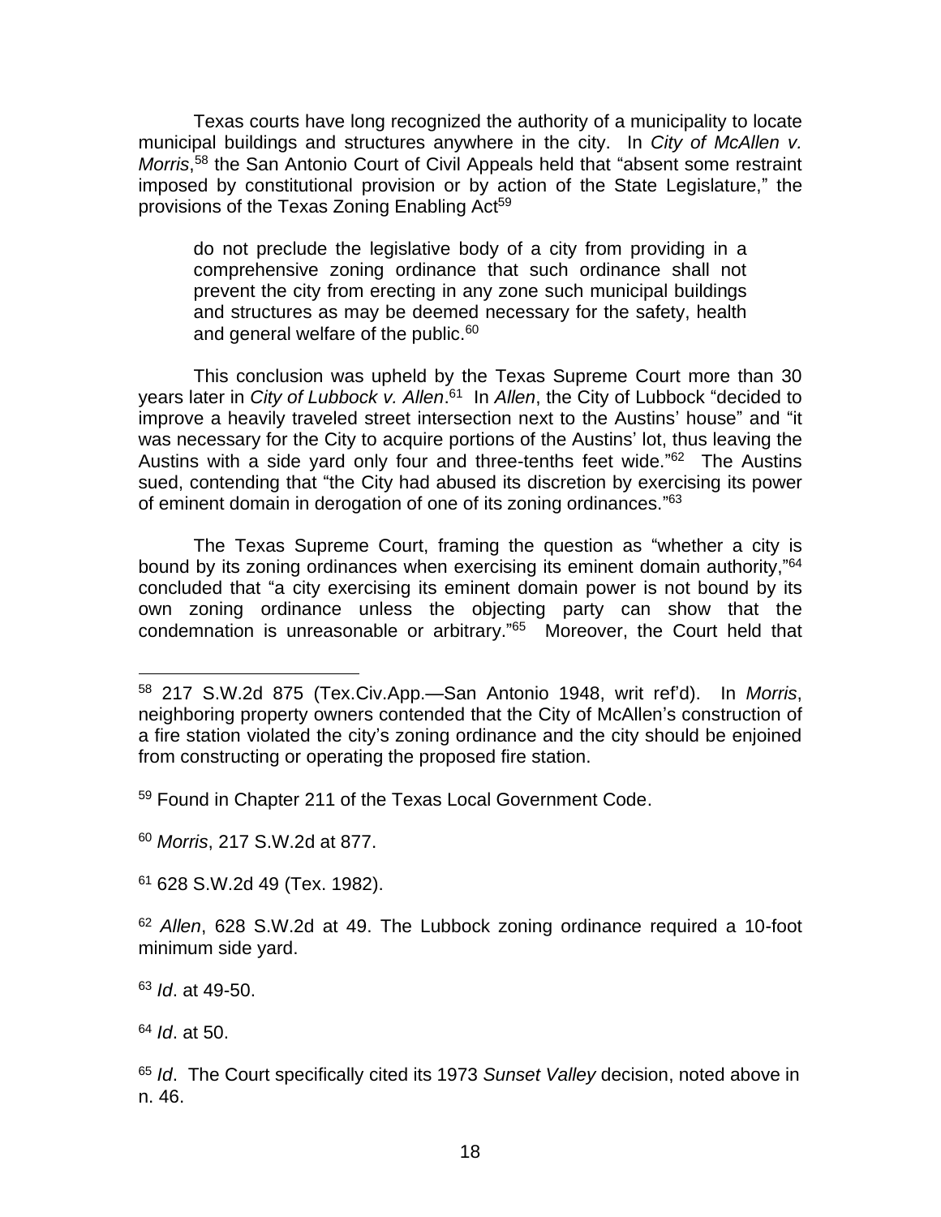Texas courts have long recognized the authority of a municipality to locate municipal buildings and structures anywhere in the city. In *City of McAllen v. Morris*,[58] the San Antonio Court of Civil Appeals held that "absent some restraint imposed by constitutional provision or by action of the State Legislature," the provisions of the Texas Zoning Enabling Act[59]

> do not preclude the legislative body of a city from providing in a comprehensive zoning ordinance that such ordinance shall not prevent the city from erecting in any zone such municipal buildings and structures as may be deemed necessary for the safety, health and general welfare of the public.[60]

This conclusion was upheld by the Texas Supreme Court more than 30 years later in *City of Lubbock v. Allen*.[61] In *Allen*, the City of Lubbock "decided to improve a heavily traveled street intersection next to the Austins' house" and "it was necessary for the City to acquire portions of the Austins' lot, thus leaving the Austins with a side yard only four and three-tenths feet wide."[62] The Austins sued, contending that "the City had abused its discretion by exercising its power of eminent domain in derogation of one of its zoning ordinances."[63]

The Texas Supreme Court, framing the question as "whether a city is bound by its zoning ordinances when exercising its eminent domain authority,"[64] concluded that "a city exercising its eminent domain power is not bound by its own zoning ordinance unless the objecting party can show that the condemnation is unreasonable or arbitrary."[65] Moreover, the Court held that

---

[58] 217 S.W.2d 875 (Tex.Civ.App.—San Antonio 1948, writ ref'd). In *Morris*, neighboring property owners contended that the City of McAllen's construction of a fire station violated the city's zoning ordinance and the city should be enjoined from constructing or operating the proposed fire station.

[59] Found in Chapter 211 of the Texas Local Government Code.

[60] *Morris*, 217 S.W.2d at 877.

[61] 628 S.W.2d 49 (Tex. 1982).

[62] *Allen*, 628 S.W.2d at 49. The Lubbock zoning ordinance required a 10-foot minimum side yard.

[63] *Id*. at 49-50.

[64] *Id*. at 50.

[65] *Id*. The Court specifically cited its 1973 *Sunset Valley* decision, noted above in n. 46.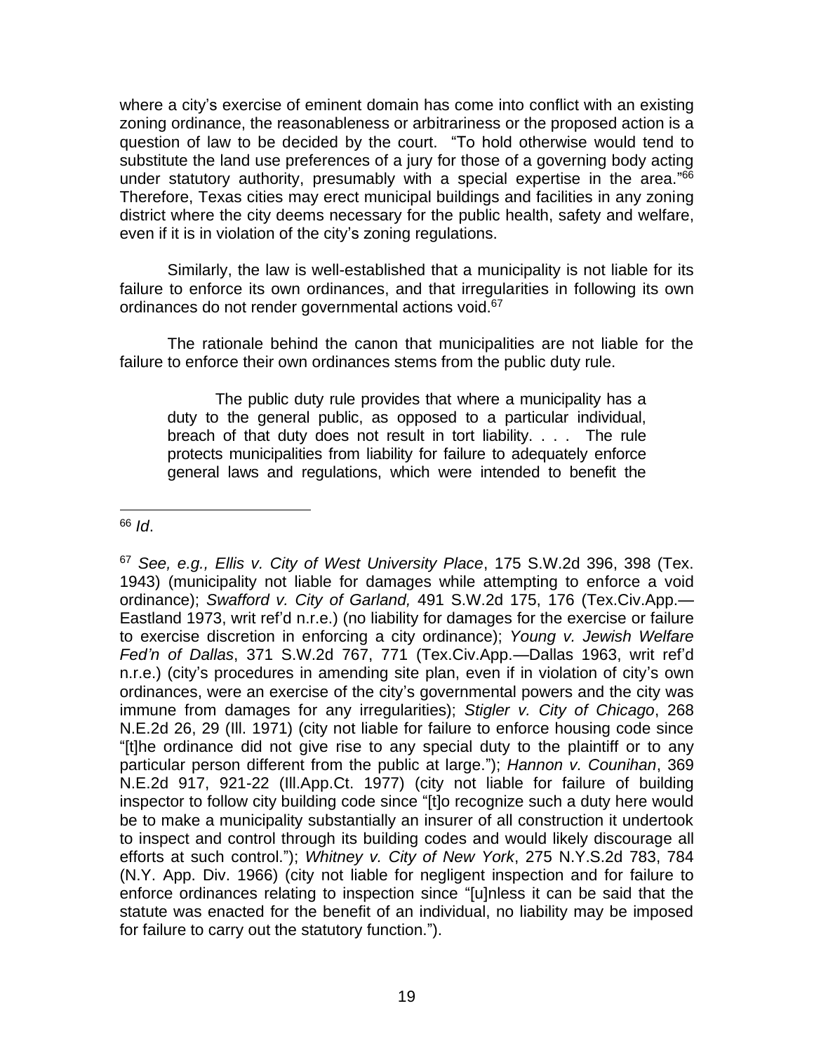where a city's exercise of eminent domain has come into conflict with an existing zoning ordinance, the reasonableness or arbitrariness or the proposed action is a question of law to be decided by the court. "To hold otherwise would tend to substitute the land use preferences of a jury for those of a governing body acting under statutory authority, presumably with a special expertise in the area."[66] Therefore, Texas cities may erect municipal buildings and facilities in any zoning district where the city deems necessary for the public health, safety and welfare, even if it is in violation of the city's zoning regulations.

Similarly, the law is well-established that a municipality is not liable for its failure to enforce its own ordinances, and that irregularities in following its own ordinances do not render governmental actions void.[67]

The rationale behind the canon that municipalities are not liable for the failure to enforce their own ordinances stems from the public duty rule.

> The public duty rule provides that where a municipality has a duty to the general public, as opposed to a particular individual, breach of that duty does not result in tort liability. . . . The rule protects municipalities from liability for failure to adequately enforce general laws and regulations, which were intended to benefit the

---

[66] *Id*.

[67] *See, e.g., Ellis v. City of West University Place*, 175 S.W.2d 396, 398 (Tex. 1943) (municipality not liable for damages while attempting to enforce a void ordinance); *Swafford v. City of Garland,* 491 S.W.2d 175, 176 (Tex.Civ.App.—Eastland 1973, writ ref'd n.r.e.) (no liability for damages for the exercise or failure to exercise discretion in enforcing a city ordinance); *Young v. Jewish Welfare Fed'n of Dallas*, 371 S.W.2d 767, 771 (Tex.Civ.App.—Dallas 1963, writ ref'd n.r.e.) (city's procedures in amending site plan, even if in violation of city's own ordinances, were an exercise of the city's governmental powers and the city was immune from damages for any irregularities); *Stigler v. City of Chicago*, 268 N.E.2d 26, 29 (Ill. 1971) (city not liable for failure to enforce housing code since "[t]he ordinance did not give rise to any special duty to the plaintiff or to any particular person different from the public at large."); *Hannon v. Counihan*, 369 N.E.2d 917, 921-22 (Ill.App.Ct. 1977) (city not liable for failure of building inspector to follow city building code since "[t]o recognize such a duty here would be to make a municipality substantially an insurer of all construction it undertook to inspect and control through its building codes and would likely discourage all efforts at such control."); *Whitney v. City of New York*, 275 N.Y.S.2d 783, 784 (N.Y. App. Div. 1966) (city not liable for negligent inspection and for failure to enforce ordinances relating to inspection since "[u]nless it can be said that the statute was enacted for the benefit of an individual, no liability may be imposed for failure to carry out the statutory function.").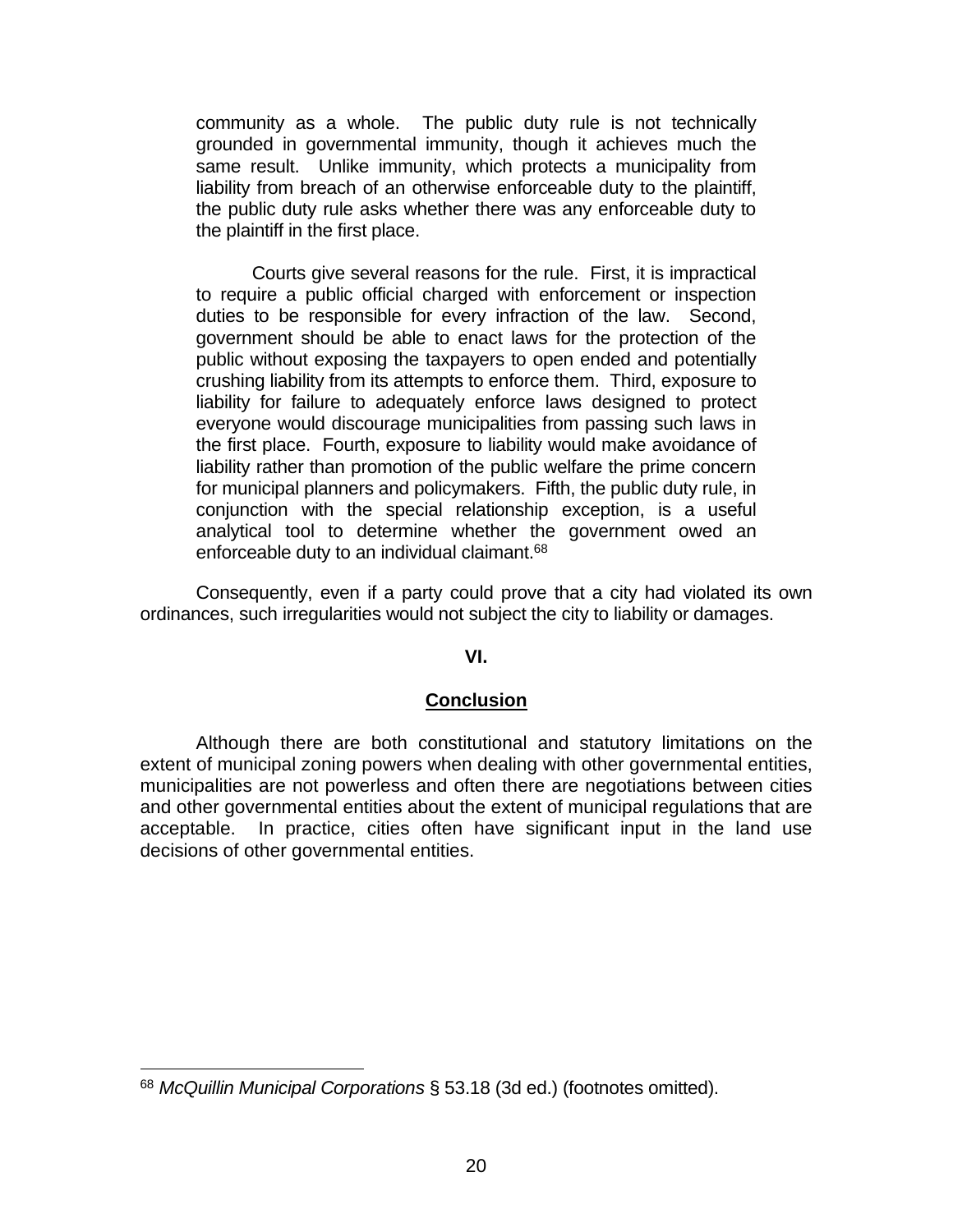> community as a whole. The public duty rule is not technically grounded in governmental immunity, though it achieves much the same result. Unlike immunity, which protects a municipality from liability from breach of an otherwise enforceable duty to the plaintiff, the public duty rule asks whether there was any enforceable duty to the plaintiff in the first place.
>
> Courts give several reasons for the rule. First, it is impractical to require a public official charged with enforcement or inspection duties to be responsible for every infraction of the law. Second, government should be able to enact laws for the protection of the public without exposing the taxpayers to open ended and potentially crushing liability from its attempts to enforce them. Third, exposure to liability for failure to adequately enforce laws designed to protect everyone would discourage municipalities from passing such laws in the first place. Fourth, exposure to liability would make avoidance of liability rather than promotion of the public welfare the prime concern for municipal planners and policymakers. Fifth, the public duty rule, in conjunction with the special relationship exception, is a useful analytical tool to determine whether the government owed an enforceable duty to an individual claimant.[68]

Consequently, even if a party could prove that a city had violated its own ordinances, such irregularities would not subject the city to liability or damages.

## VI.

## Conclusion

Although there are both constitutional and statutory limitations on the extent of municipal zoning powers when dealing with other governmental entities, municipalities are not powerless and often there are negotiations between cities and other governmental entities about the extent of municipal regulations that are acceptable. In practice, cities often have significant input in the land use decisions of other governmental entities.

---

[68] *McQuillin Municipal Corporations* § 53.18 (3d ed.) (footnotes omitted).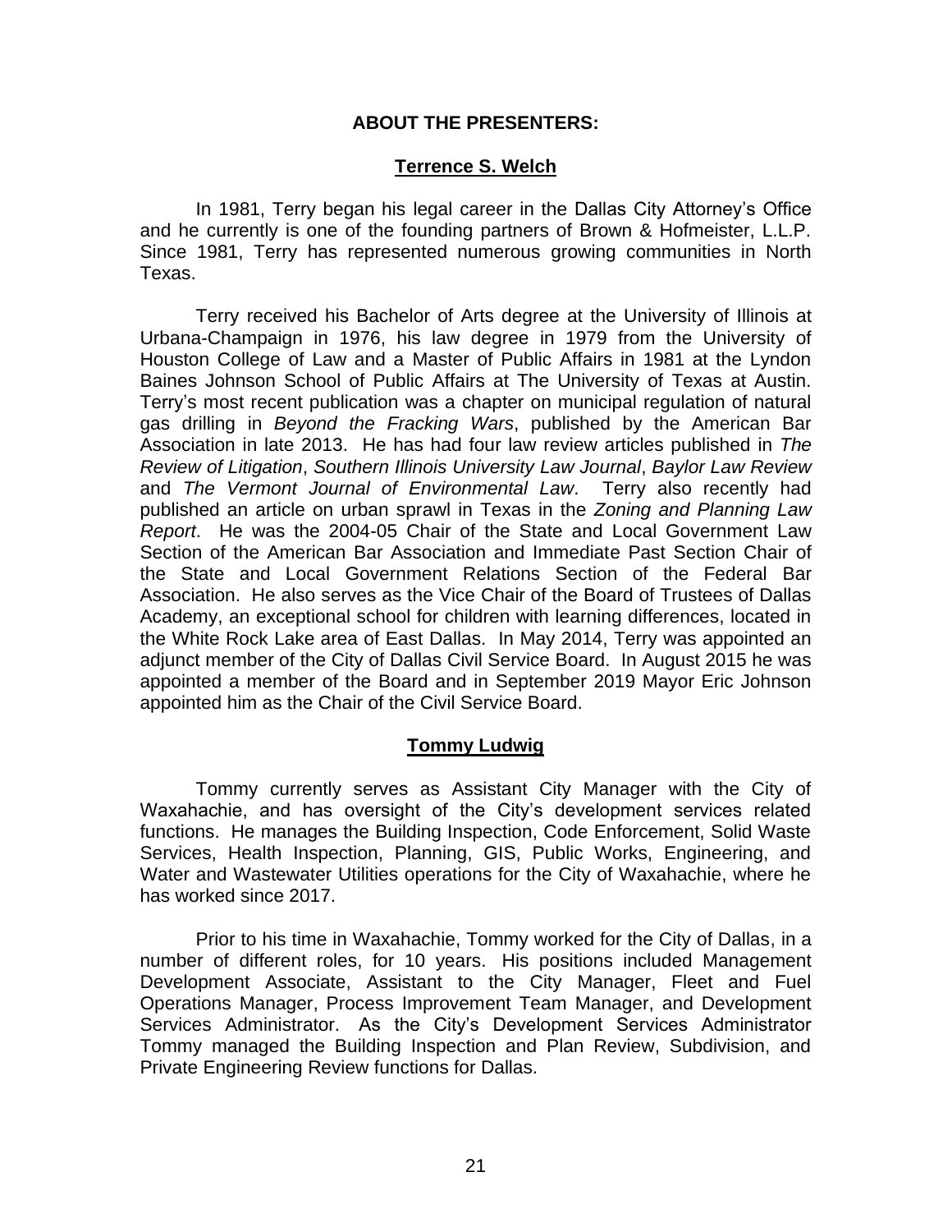## ABOUT THE PRESENTERS:

### Terrence S. Welch

In 1981, Terry began his legal career in the Dallas City Attorney's Office and he currently is one of the founding partners of Brown & Hofmeister, L.L.P. Since 1981, Terry has represented numerous growing communities in North Texas.

Terry received his Bachelor of Arts degree at the University of Illinois at Urbana-Champaign in 1976, his law degree in 1979 from the University of Houston College of Law and a Master of Public Affairs in 1981 at the Lyndon Baines Johnson School of Public Affairs at The University of Texas at Austin. Terry's most recent publication was a chapter on municipal regulation of natural gas drilling in *Beyond the Fracking Wars*, published by the American Bar Association in late 2013. He has had four law review articles published in *The Review of Litigation*, *Southern Illinois University Law Journal*, *Baylor Law Review* and *The Vermont Journal of Environmental Law*. Terry also recently had published an article on urban sprawl in Texas in the *Zoning and Planning Law Report*. He was the 2004-05 Chair of the State and Local Government Law Section of the American Bar Association and Immediate Past Section Chair of the State and Local Government Relations Section of the Federal Bar Association. He also serves as the Vice Chair of the Board of Trustees of Dallas Academy, an exceptional school for children with learning differences, located in the White Rock Lake area of East Dallas. In May 2014, Terry was appointed an adjunct member of the City of Dallas Civil Service Board. In August 2015 he was appointed a member of the Board and in September 2019 Mayor Eric Johnson appointed him as the Chair of the Civil Service Board.

### Tommy Ludwig

Tommy currently serves as Assistant City Manager with the City of Waxahachie, and has oversight of the City's development services related functions. He manages the Building Inspection, Code Enforcement, Solid Waste Services, Health Inspection, Planning, GIS, Public Works, Engineering, and Water and Wastewater Utilities operations for the City of Waxahachie, where he has worked since 2017.

Prior to his time in Waxahachie, Tommy worked for the City of Dallas, in a number of different roles, for 10 years. His positions included Management Development Associate, Assistant to the City Manager, Fleet and Fuel Operations Manager, Process Improvement Team Manager, and Development Services Administrator. As the City's Development Services Administrator Tommy managed the Building Inspection and Plan Review, Subdivision, and Private Engineering Review functions for Dallas.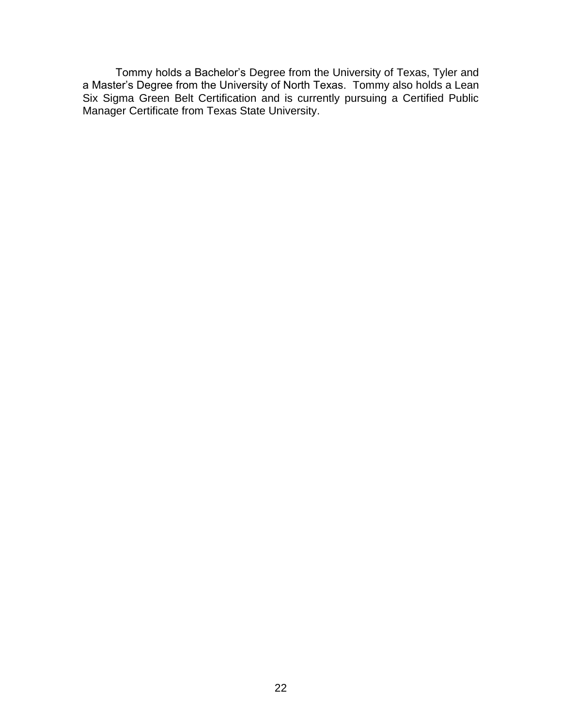Tommy holds a Bachelor's Degree from the University of Texas, Tyler and a Master's Degree from the University of North Texas. Tommy also holds a Lean Six Sigma Green Belt Certification and is currently pursuing a Certified Public Manager Certificate from Texas State University.